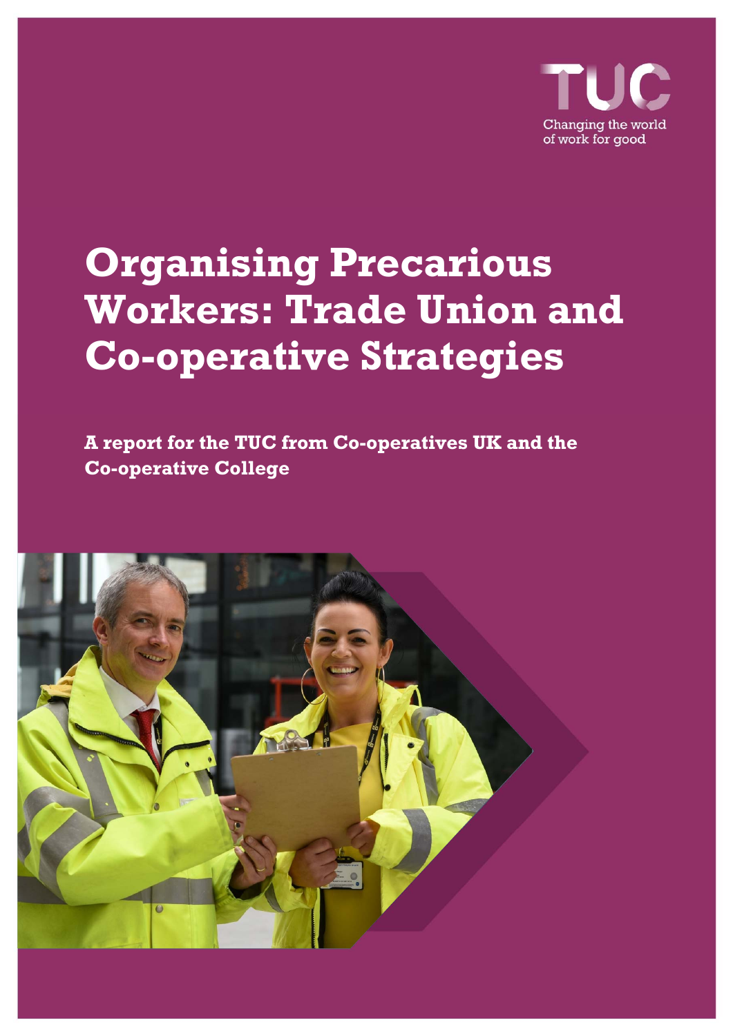TUC

Changing the world of work for good

# Organising Precarious Workers: Trade Union and Co-operative Strategies

**A report for the TUC from Co-operatives UK and the Co-operative College**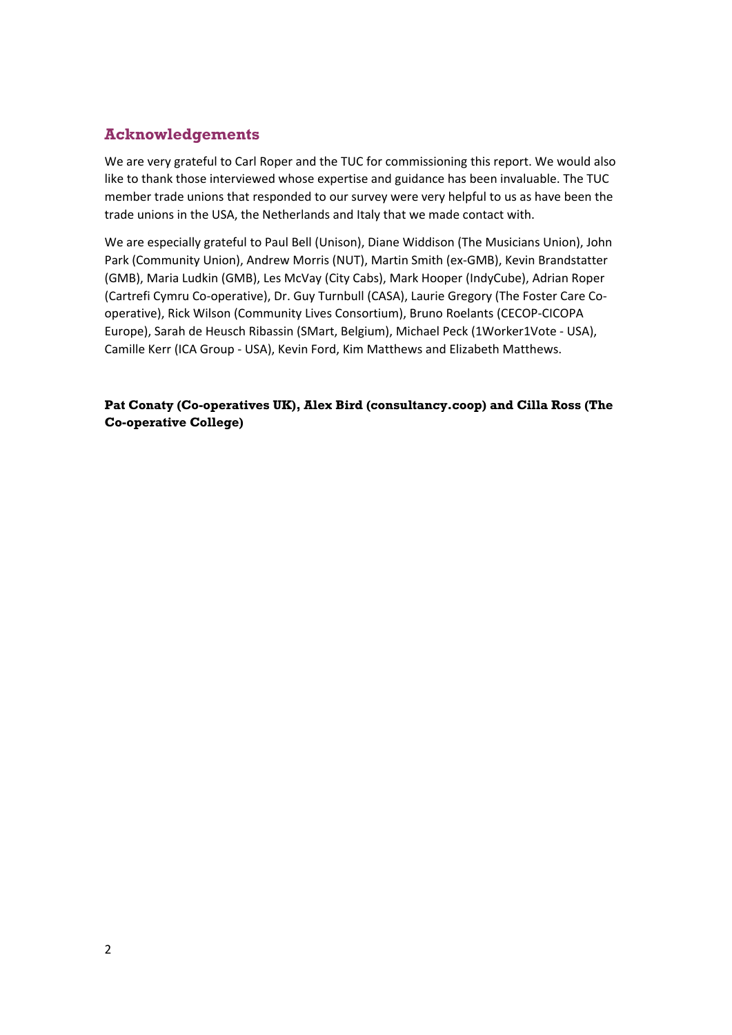## Acknowledgements

We are very grateful to Carl Roper and the TUC for commissioning this report. We would also like to thank those interviewed whose expertise and guidance has been invaluable. The TUC member trade unions that responded to our survey were very helpful to us as have been the trade unions in the USA, the Netherlands and Italy that we made contact with.

We are especially grateful to Paul Bell (Unison), Diane Widdison (The Musicians Union), John Park (Community Union), Andrew Morris (NUT), Martin Smith (ex-GMB), Kevin Brandstatter (GMB), Maria Ludkin (GMB), Les McVay (City Cabs), Mark Hooper (IndyCube), Adrian Roper (Cartrefi Cymru Co-operative), Dr. Guy Turnbull (CASA), Laurie Gregory (The Foster Care Co-operative), Rick Wilson (Community Lives Consortium), Bruno Roelants (CECOP-CICOPA Europe), Sarah de Heusch Ribassin (SMart, Belgium), Michael Peck (1Worker1Vote - USA), Camille Kerr (ICA Group - USA), Kevin Ford, Kim Matthews and Elizabeth Matthews.

**Pat Conaty (Co-operatives UK), Alex Bird (consultancy.coop) and Cilla Ross (The Co-operative College)**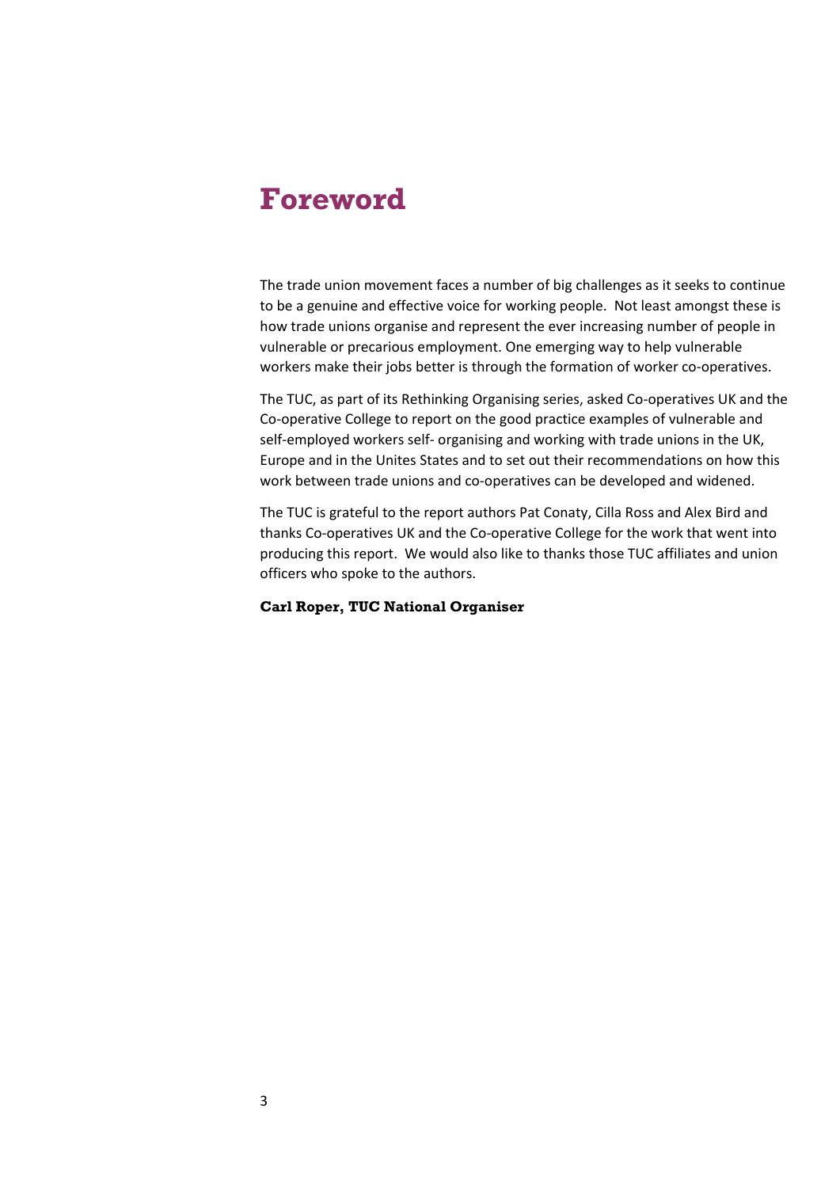# Foreword

The trade union movement faces a number of big challenges as it seeks to continue to be a genuine and effective voice for working people. Not least amongst these is how trade unions organise and represent the ever increasing number of people in vulnerable or precarious employment. One emerging way to help vulnerable workers make their jobs better is through the formation of worker co-operatives.

The TUC, as part of its Rethinking Organising series, asked Co-operatives UK and the Co-operative College to report on the good practice examples of vulnerable and self-employed workers self- organising and working with trade unions in the UK, Europe and in the Unites States and to set out their recommendations on how this work between trade unions and co-operatives can be developed and widened.

The TUC is grateful to the report authors Pat Conaty, Cilla Ross and Alex Bird and thanks Co-operatives UK and the Co-operative College for the work that went into producing this report. We would also like to thanks those TUC affiliates and union officers who spoke to the authors.

**Carl Roper, TUC National Organiser**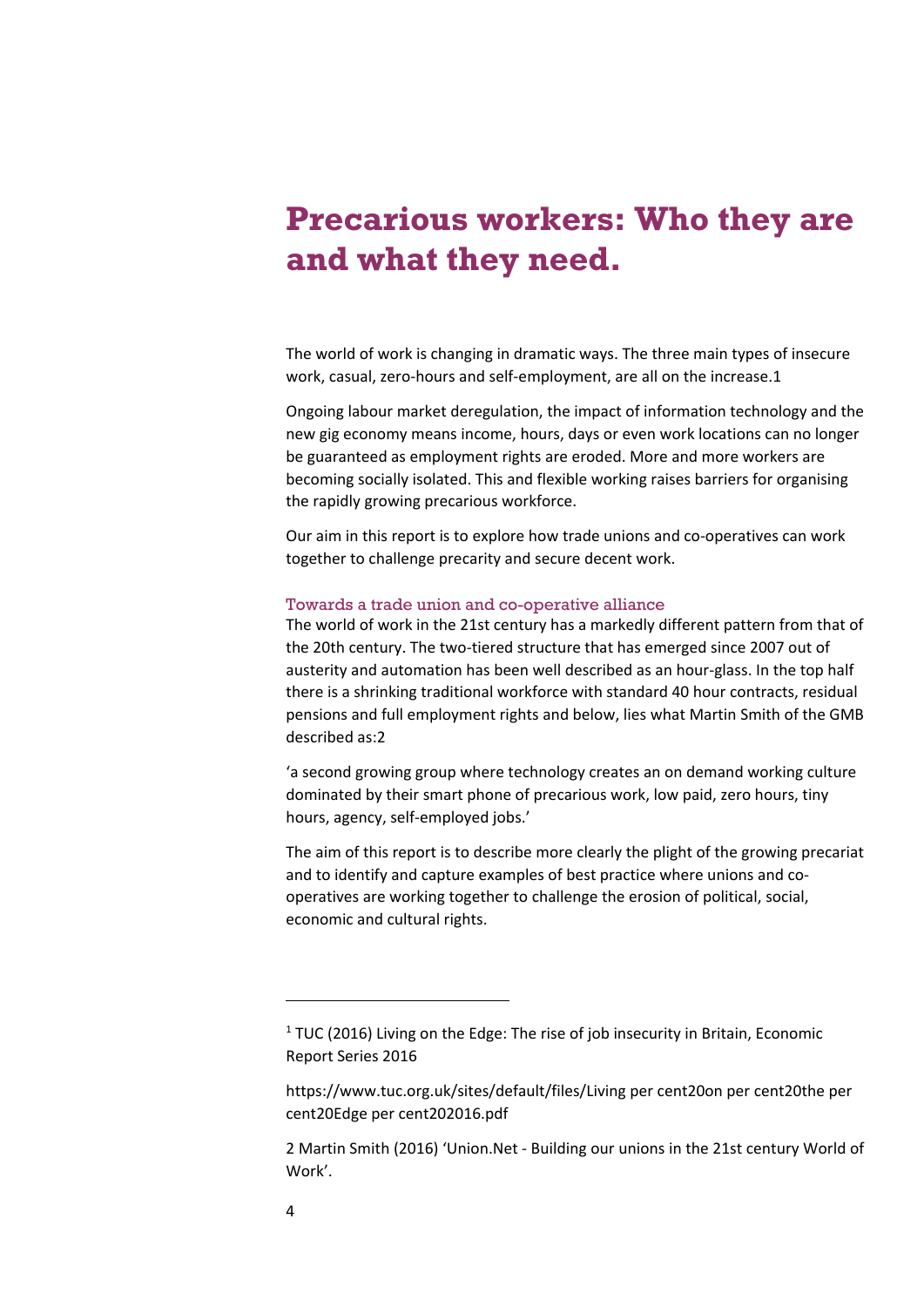# Precarious workers: Who they are and what they need.

The world of work is changing in dramatic ways. The three main types of insecure work, casual, zero-hours and self-employment, are all on the increase.1

Ongoing labour market deregulation, the impact of information technology and the new gig economy means income, hours, days or even work locations can no longer be guaranteed as employment rights are eroded. More and more workers are becoming socially isolated. This and flexible working raises barriers for organising the rapidly growing precarious workforce.

Our aim in this report is to explore how trade unions and co-operatives can work together to challenge precarity and secure decent work.

## Towards a trade union and co-operative alliance

The world of work in the 21st century has a markedly different pattern from that of the 20th century. The two-tiered structure that has emerged since 2007 out of austerity and automation has been well described as an hour-glass. In the top half there is a shrinking traditional workforce with standard 40 hour contracts, residual pensions and full employment rights and below, lies what Martin Smith of the GMB described as:2

'a second growing group where technology creates an on demand working culture dominated by their smart phone of precarious work, low paid, zero hours, tiny hours, agency, self-employed jobs.'

The aim of this report is to describe more clearly the plight of the growing precariat and to identify and capture examples of best practice where unions and co-operatives are working together to challenge the erosion of political, social, economic and cultural rights.

---

[1] TUC (2016) Living on the Edge: The rise of job insecurity in Britain, Economic Report Series 2016

https://www.tuc.org.uk/sites/default/files/Living per cent20on per cent20the per cent20Edge per cent202016.pdf

2 Martin Smith (2016) 'Union.Net - Building our unions in the 21st century World of Work'.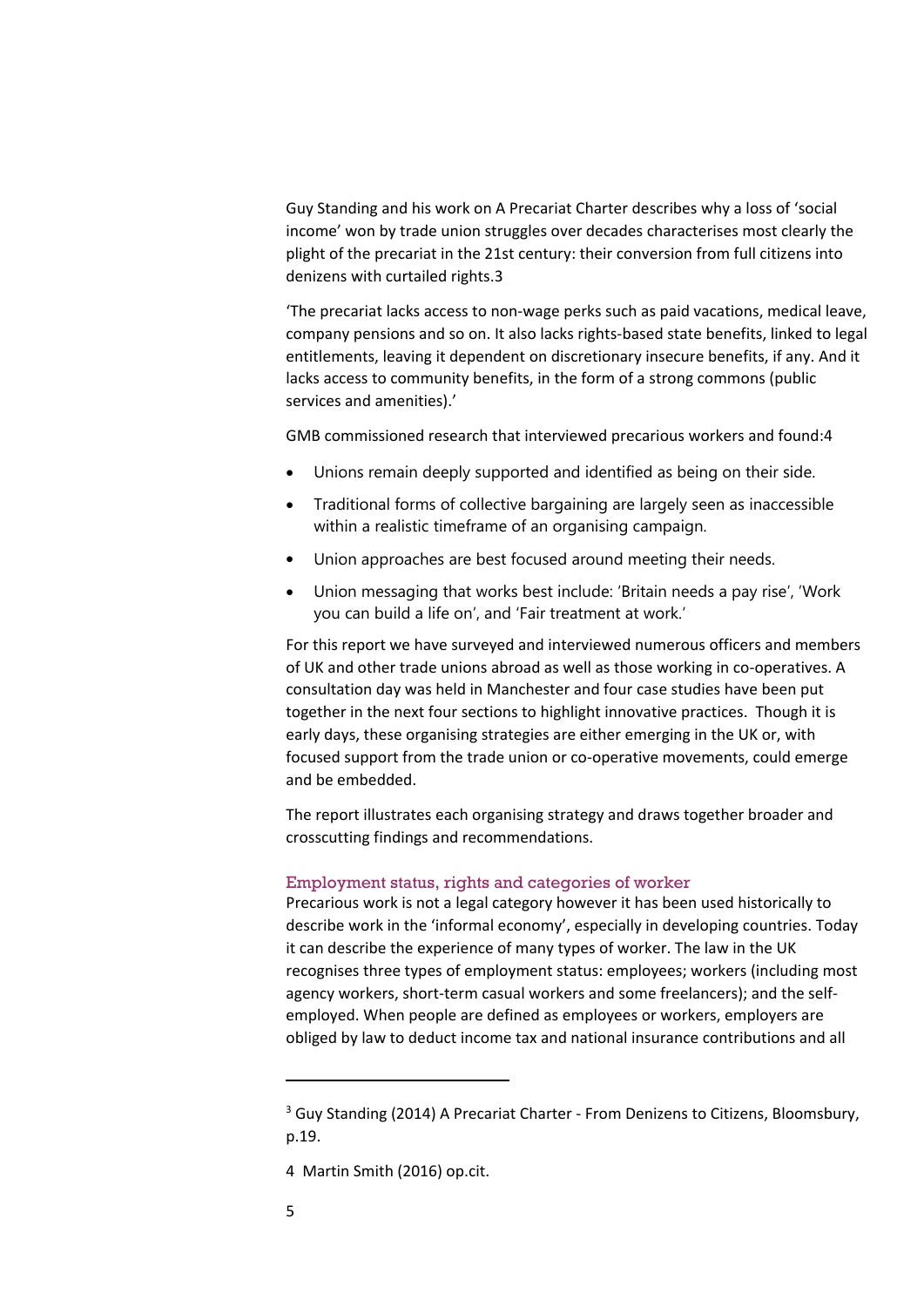Guy Standing and his work on A Precariat Charter describes why a loss of 'social income' won by trade union struggles over decades characterises most clearly the plight of the precariat in the 21st century: their conversion from full citizens into denizens with curtailed rights.[3]

'The precariat lacks access to non-wage perks such as paid vacations, medical leave, company pensions and so on. It also lacks rights-based state benefits, linked to legal entitlements, leaving it dependent on discretionary insecure benefits, if any. And it lacks access to community benefits, in the form of a strong commons (public services and amenities).'

GMB commissioned research that interviewed precarious workers and found:[4]

- Unions remain deeply supported and identified as being on their side.
- Traditional forms of collective bargaining are largely seen as inaccessible within a realistic timeframe of an organising campaign.
- Union approaches are best focused around meeting their needs.
- Union messaging that works best include: 'Britain needs a pay rise', 'Work you can build a life on', and 'Fair treatment at work.'

For this report we have surveyed and interviewed numerous officers and members of UK and other trade unions abroad as well as those working in co-operatives. A consultation day was held in Manchester and four case studies have been put together in the next four sections to highlight innovative practices. Though it is early days, these organising strategies are either emerging in the UK or, with focused support from the trade union or co-operative movements, could emerge and be embedded.

The report illustrates each organising strategy and draws together broader and crosscutting findings and recommendations.

## Employment status, rights and categories of worker

Precarious work is not a legal category however it has been used historically to describe work in the 'informal economy', especially in developing countries. Today it can describe the experience of many types of worker. The law in the UK recognises three types of employment status: employees; workers (including most agency workers, short-term casual workers and some freelancers); and the self-employed. When people are defined as employees or workers, employers are obliged by law to deduct income tax and national insurance contributions and all

---

[3] Guy Standing (2014) A Precariat Charter - From Denizens to Citizens, Bloomsbury, p.19.

[4] Martin Smith (2016) op.cit.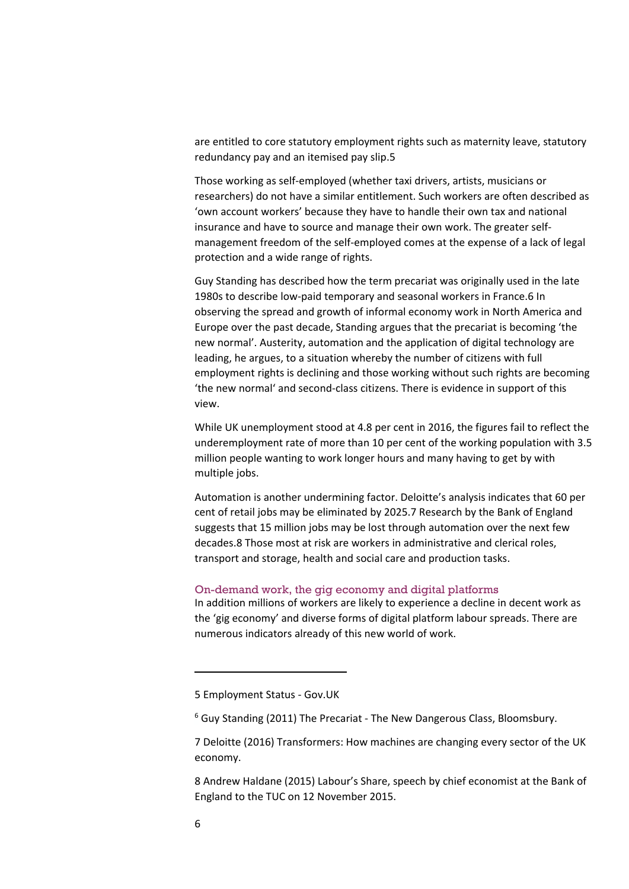are entitled to core statutory employment rights such as maternity leave, statutory redundancy pay and an itemised pay slip.[5]

Those working as self-employed (whether taxi drivers, artists, musicians or researchers) do not have a similar entitlement. Such workers are often described as 'own account workers' because they have to handle their own tax and national insurance and have to source and manage their own work. The greater self-management freedom of the self-employed comes at the expense of a lack of legal protection and a wide range of rights.

Guy Standing has described how the term precariat was originally used in the late 1980s to describe low-paid temporary and seasonal workers in France.[6] In observing the spread and growth of informal economy work in North America and Europe over the past decade, Standing argues that the precariat is becoming 'the new normal'. Austerity, automation and the application of digital technology are leading, he argues, to a situation whereby the number of citizens with full employment rights is declining and those working without such rights are becoming 'the new normal' and second-class citizens. There is evidence in support of this view.

While UK unemployment stood at 4.8 per cent in 2016, the figures fail to reflect the underemployment rate of more than 10 per cent of the working population with 3.5 million people wanting to work longer hours and many having to get by with multiple jobs.

Automation is another undermining factor. Deloitte's analysis indicates that 60 per cent of retail jobs may be eliminated by 2025.[7] Research by the Bank of England suggests that 15 million jobs may be lost through automation over the next few decades.[8] Those most at risk are workers in administrative and clerical roles, transport and storage, health and social care and production tasks.

### On-demand work, the gig economy and digital platforms

In addition millions of workers are likely to experience a decline in decent work as the 'gig economy' and diverse forms of digital platform labour spreads. There are numerous indicators already of this new world of work.

---

5 Employment Status - Gov.UK

6 Guy Standing (2011) The Precariat - The New Dangerous Class, Bloomsbury.

7 Deloitte (2016) Transformers: How machines are changing every sector of the UK economy.

8 Andrew Haldane (2015) Labour's Share, speech by chief economist at the Bank of England to the TUC on 12 November 2015.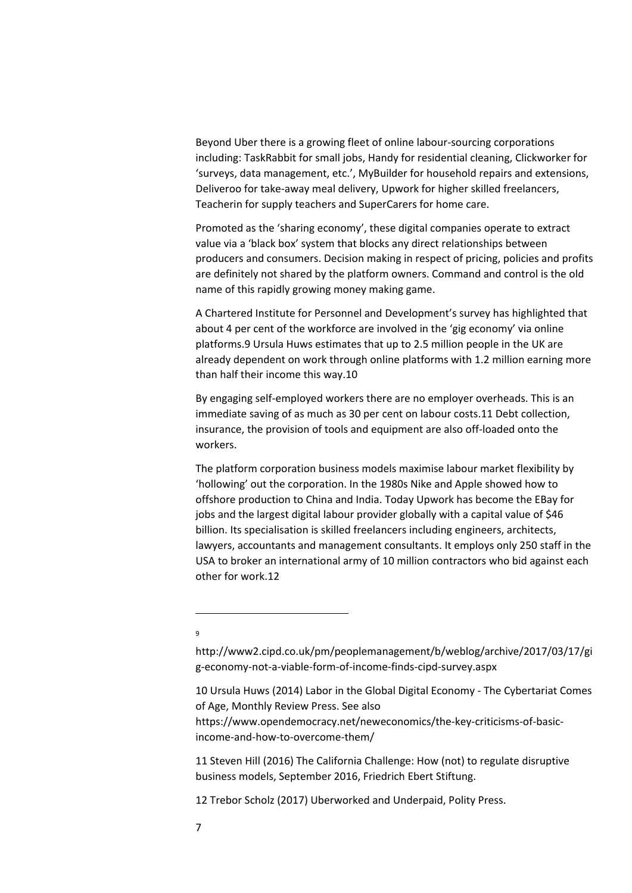Beyond Uber there is a growing fleet of online labour-sourcing corporations including: TaskRabbit for small jobs, Handy for residential cleaning, Clickworker for 'surveys, data management, etc.', MyBuilder for household repairs and extensions, Deliveroo for take-away meal delivery, Upwork for higher skilled freelancers, Teacherin for supply teachers and SuperCarers for home care.

Promoted as the 'sharing economy', these digital companies operate to extract value via a 'black box' system that blocks any direct relationships between producers and consumers. Decision making in respect of pricing, policies and profits are definitely not shared by the platform owners. Command and control is the old name of this rapidly growing money making game.

A Chartered Institute for Personnel and Development's survey has highlighted that about 4 per cent of the workforce are involved in the 'gig economy' via online platforms.[9] Ursula Huws estimates that up to 2.5 million people in the UK are already dependent on work through online platforms with 1.2 million earning more than half their income this way.[10]

By engaging self-employed workers there are no employer overheads. This is an immediate saving of as much as 30 per cent on labour costs.[11] Debt collection, insurance, the provision of tools and equipment are also off-loaded onto the workers.

The platform corporation business models maximise labour market flexibility by 'hollowing' out the corporation. In the 1980s Nike and Apple showed how to offshore production to China and India. Today Upwork has become the EBay for jobs and the largest digital labour provider globally with a capital value of $46 billion. Its specialisation is skilled freelancers including engineers, architects, lawyers, accountants and management consultants. It employs only 250 staff in the USA to broker an international army of 10 million contractors who bid against each other for work.[12]

---

9 http://www2.cipd.co.uk/pm/peoplemanagement/b/weblog/archive/2017/03/17/gig-economy-not-a-viable-form-of-income-finds-cipd-survey.aspx

10 Ursula Huws (2014) Labor in the Global Digital Economy - The Cybertariat Comes of Age, Monthly Review Press. See also https://www.opendemocracy.net/neweconomics/the-key-criticisms-of-basic-income-and-how-to-overcome-them/

11 Steven Hill (2016) The California Challenge: How (not) to regulate disruptive business models, September 2016, Friedrich Ebert Stiftung.

12 Trebor Scholz (2017) Uberworked and Underpaid, Polity Press.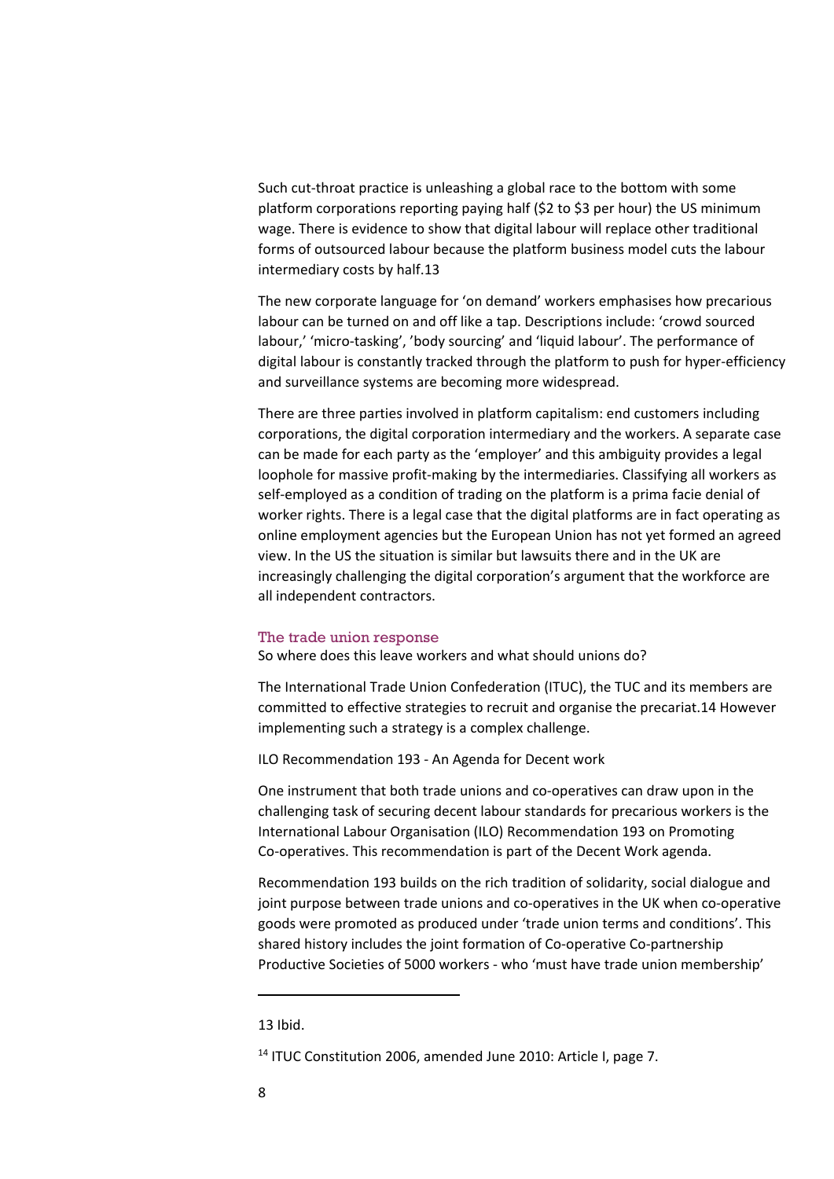Such cut-throat practice is unleashing a global race to the bottom with some platform corporations reporting paying half ($2 to $3 per hour) the US minimum wage. There is evidence to show that digital labour will replace other traditional forms of outsourced labour because the platform business model cuts the labour intermediary costs by half.[13]

The new corporate language for 'on demand' workers emphasises how precarious labour can be turned on and off like a tap. Descriptions include: 'crowd sourced labour,' 'micro-tasking', 'body sourcing' and 'liquid labour'. The performance of digital labour is constantly tracked through the platform to push for hyper-efficiency and surveillance systems are becoming more widespread.

There are three parties involved in platform capitalism: end customers including corporations, the digital corporation intermediary and the workers. A separate case can be made for each party as the 'employer' and this ambiguity provides a legal loophole for massive profit-making by the intermediaries. Classifying all workers as self-employed as a condition of trading on the platform is a prima facie denial of worker rights. There is a legal case that the digital platforms are in fact operating as online employment agencies but the European Union has not yet formed an agreed view. In the US the situation is similar but lawsuits there and in the UK are increasingly challenging the digital corporation's argument that the workforce are all independent contractors.

## The trade union response

So where does this leave workers and what should unions do?

The International Trade Union Confederation (ITUC), the TUC and its members are committed to effective strategies to recruit and organise the precariat.[14] However implementing such a strategy is a complex challenge.

ILO Recommendation 193 - An Agenda for Decent work

One instrument that both trade unions and co-operatives can draw upon in the challenging task of securing decent labour standards for precarious workers is the International Labour Organisation (ILO) Recommendation 193 on Promoting Co-operatives. This recommendation is part of the Decent Work agenda.

Recommendation 193 builds on the rich tradition of solidarity, social dialogue and joint purpose between trade unions and co-operatives in the UK when co-operative goods were promoted as produced under 'trade union terms and conditions'. This shared history includes the joint formation of Co-operative Co-partnership Productive Societies of 5000 workers - who 'must have trade union membership'

---

[13] Ibid.

[14] ITUC Constitution 2006, amended June 2010: Article I, page 7.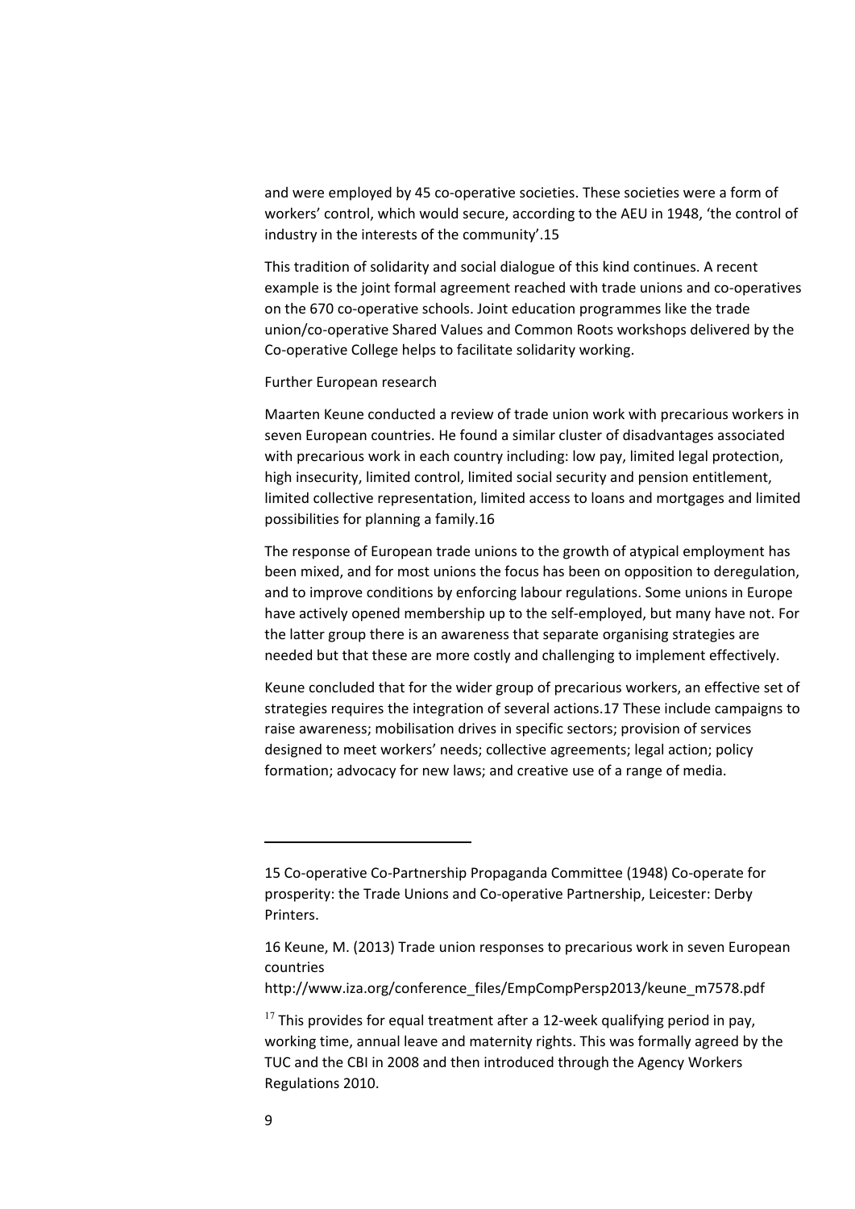and were employed by 45 co-operative societies. These societies were a form of workers' control, which would secure, according to the AEU in 1948, 'the control of industry in the interests of the community'.15

This tradition of solidarity and social dialogue of this kind continues. A recent example is the joint formal agreement reached with trade unions and co-operatives on the 670 co-operative schools. Joint education programmes like the trade union/co-operative Shared Values and Common Roots workshops delivered by the Co-operative College helps to facilitate solidarity working.

Further European research

Maarten Keune conducted a review of trade union work with precarious workers in seven European countries. He found a similar cluster of disadvantages associated with precarious work in each country including: low pay, limited legal protection, high insecurity, limited control, limited social security and pension entitlement, limited collective representation, limited access to loans and mortgages and limited possibilities for planning a family.16

The response of European trade unions to the growth of atypical employment has been mixed, and for most unions the focus has been on opposition to deregulation, and to improve conditions by enforcing labour regulations. Some unions in Europe have actively opened membership up to the self-employed, but many have not. For the latter group there is an awareness that separate organising strategies are needed but that these are more costly and challenging to implement effectively.

Keune concluded that for the wider group of precarious workers, an effective set of strategies requires the integration of several actions.17 These include campaigns to raise awareness; mobilisation drives in specific sectors; provision of services designed to meet workers' needs; collective agreements; legal action; policy formation; advocacy for new laws; and creative use of a range of media.

---

15 Co-operative Co-Partnership Propaganda Committee (1948) Co-operate for prosperity: the Trade Unions and Co-operative Partnership, Leicester: Derby Printers.

16 Keune, M. (2013) Trade union responses to precarious work in seven European countries
http://www.iza.org/conference_files/EmpCompPersp2013/keune_m7578.pdf

17 This provides for equal treatment after a 12-week qualifying period in pay, working time, annual leave and maternity rights. This was formally agreed by the TUC and the CBI in 2008 and then introduced through the Agency Workers Regulations 2010.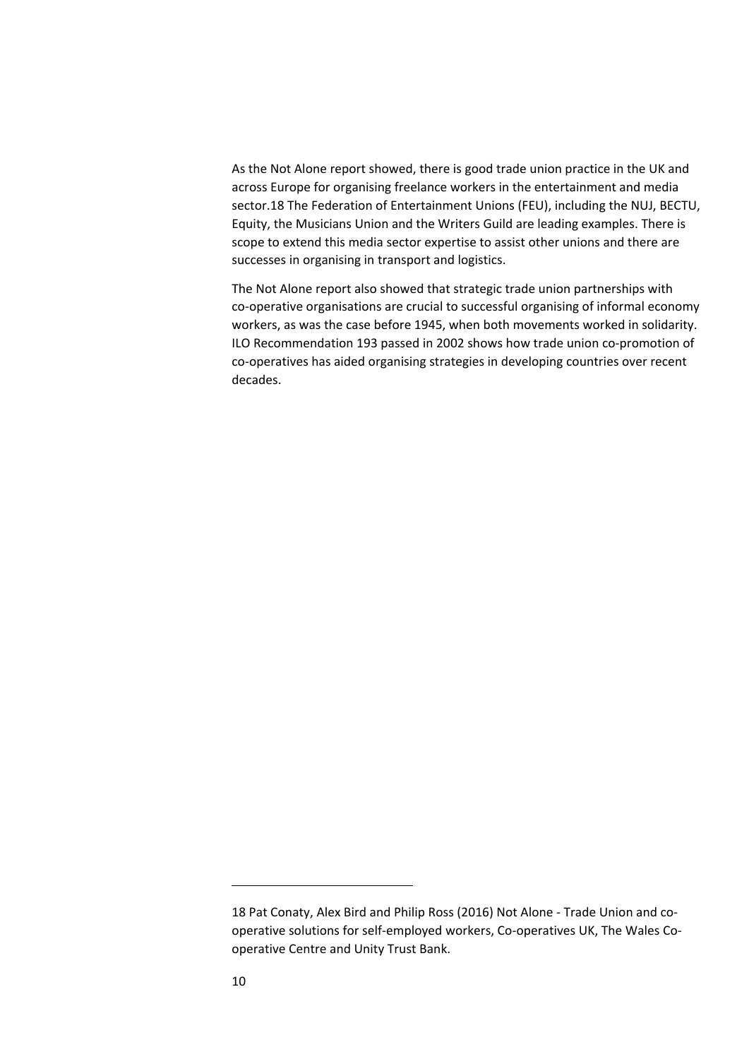As the Not Alone report showed, there is good trade union practice in the UK and across Europe for organising freelance workers in the entertainment and media sector.[18] The Federation of Entertainment Unions (FEU), including the NUJ, BECTU, Equity, the Musicians Union and the Writers Guild are leading examples. There is scope to extend this media sector expertise to assist other unions and there are successes in organising in transport and logistics.

The Not Alone report also showed that strategic trade union partnerships with co-operative organisations are crucial to successful organising of informal economy workers, as was the case before 1945, when both movements worked in solidarity. ILO Recommendation 193 passed in 2002 shows how trade union co-promotion of co-operatives has aided organising strategies in developing countries over recent decades.

---

[18] Pat Conaty, Alex Bird and Philip Ross (2016) Not Alone - Trade Union and co-operative solutions for self-employed workers, Co-operatives UK, The Wales Co-operative Centre and Unity Trust Bank.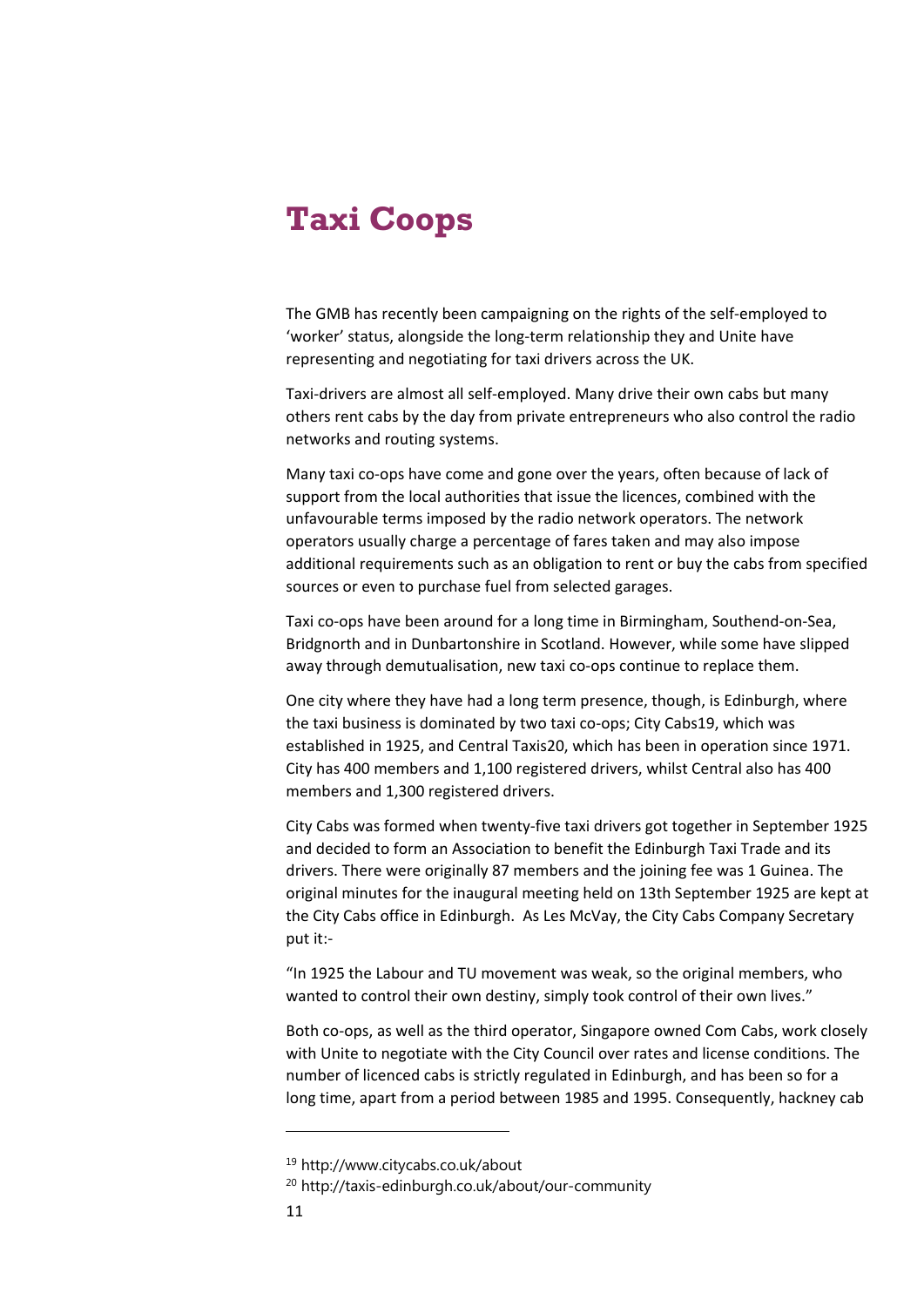# Taxi Coops

The GMB has recently been campaigning on the rights of the self-employed to 'worker' status, alongside the long-term relationship they and Unite have representing and negotiating for taxi drivers across the UK.

Taxi-drivers are almost all self-employed. Many drive their own cabs but many others rent cabs by the day from private entrepreneurs who also control the radio networks and routing systems.

Many taxi co-ops have come and gone over the years, often because of lack of support from the local authorities that issue the licences, combined with the unfavourable terms imposed by the radio network operators. The network operators usually charge a percentage of fares taken and may also impose additional requirements such as an obligation to rent or buy the cabs from specified sources or even to purchase fuel from selected garages.

Taxi co-ops have been around for a long time in Birmingham, Southend-on-Sea, Bridgnorth and in Dunbartonshire in Scotland. However, while some have slipped away through demutualisation, new taxi co-ops continue to replace them.

One city where they have had a long term presence, though, is Edinburgh, where the taxi business is dominated by two taxi co-ops; City Cabs[19], which was established in 1925, and Central Taxis[20], which has been in operation since 1971. City has 400 members and 1,100 registered drivers, whilst Central also has 400 members and 1,300 registered drivers.

City Cabs was formed when twenty-five taxi drivers got together in September 1925 and decided to form an Association to benefit the Edinburgh Taxi Trade and its drivers. There were originally 87 members and the joining fee was 1 Guinea. The original minutes for the inaugural meeting held on 13th September 1925 are kept at the City Cabs office in Edinburgh. As Les McVay, the City Cabs Company Secretary put it:-

"In 1925 the Labour and TU movement was weak, so the original members, who wanted to control their own destiny, simply took control of their own lives."

Both co-ops, as well as the third operator, Singapore owned Com Cabs, work closely with Unite to negotiate with the City Council over rates and license conditions. The number of licenced cabs is strictly regulated in Edinburgh, and has been so for a long time, apart from a period between 1985 and 1995. Consequently, hackney cab

---

[19] http://www.citycabs.co.uk/about

[20] http://taxis-edinburgh.co.uk/about/our-community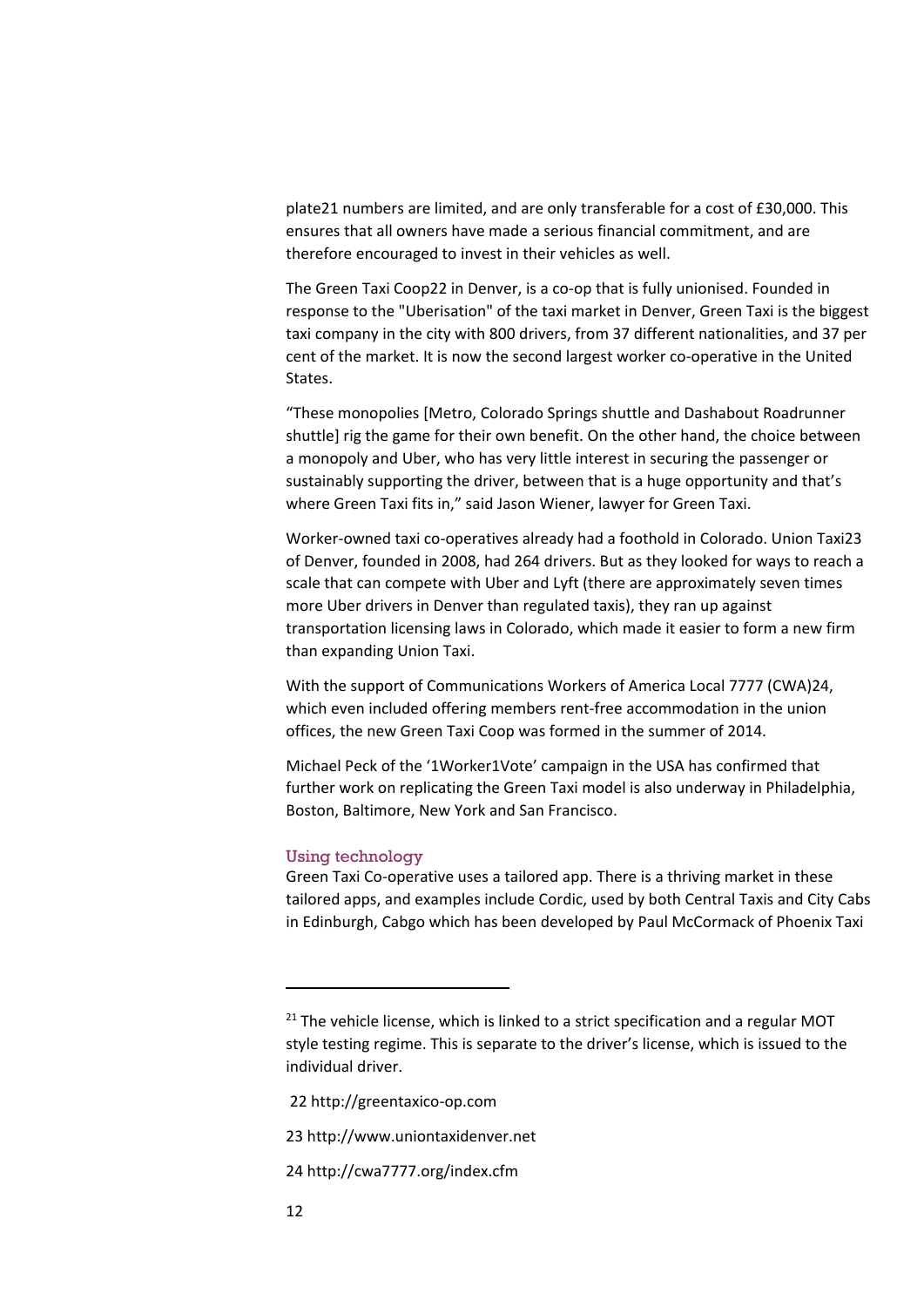plate[21] numbers are limited, and are only transferable for a cost of £30,000. This ensures that all owners have made a serious financial commitment, and are therefore encouraged to invest in their vehicles as well.

The Green Taxi Coop[22] in Denver, is a co-op that is fully unionised. Founded in response to the "Uberisation" of the taxi market in Denver, Green Taxi is the biggest taxi company in the city with 800 drivers, from 37 different nationalities, and 37 per cent of the market. It is now the second largest worker co-operative in the United States.

"These monopolies [Metro, Colorado Springs shuttle and Dashabout Roadrunner shuttle] rig the game for their own benefit. On the other hand, the choice between a monopoly and Uber, who has very little interest in securing the passenger or sustainably supporting the driver, between that is a huge opportunity and that's where Green Taxi fits in," said Jason Wiener, lawyer for Green Taxi.

Worker-owned taxi co-operatives already had a foothold in Colorado. Union Taxi[23] of Denver, founded in 2008, had 264 drivers. But as they looked for ways to reach a scale that can compete with Uber and Lyft (there are approximately seven times more Uber drivers in Denver than regulated taxis), they ran up against transportation licensing laws in Colorado, which made it easier to form a new firm than expanding Union Taxi.

With the support of Communications Workers of America Local 7777 (CWA)[24], which even included offering members rent-free accommodation in the union offices, the new Green Taxi Coop was formed in the summer of 2014.

Michael Peck of the '1Worker1Vote' campaign in the USA has confirmed that further work on replicating the Green Taxi model is also underway in Philadelphia, Boston, Baltimore, New York and San Francisco.

### Using technology

Green Taxi Co-operative uses a tailored app. There is a thriving market in these tailored apps, and examples include Cordic, used by both Central Taxis and City Cabs in Edinburgh, Cabgo which has been developed by Paul McCormack of Phoenix Taxi

---

[21] The vehicle license, which is linked to a strict specification and a regular MOT style testing regime. This is separate to the driver's license, which is issued to the individual driver.

[22] http://greentaxico-op.com

[23] http://www.uniontaxidenver.net

[24] http://cwa7777.org/index.cfm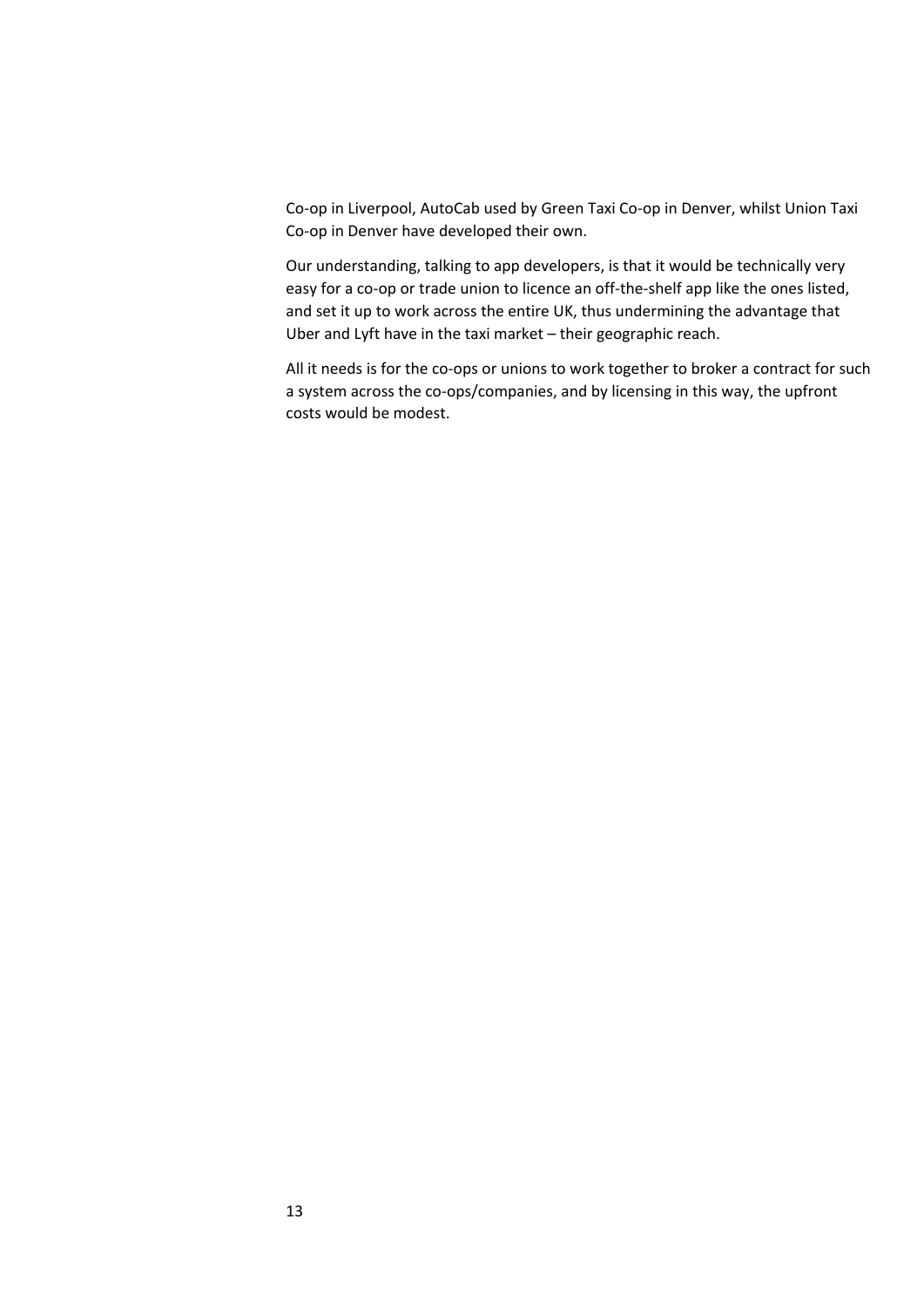Co-op in Liverpool, AutoCab used by Green Taxi Co-op in Denver, whilst Union Taxi Co-op in Denver have developed their own.

Our understanding, talking to app developers, is that it would be technically very easy for a co-op or trade union to licence an off-the-shelf app like the ones listed, and set it up to work across the entire UK, thus undermining the advantage that Uber and Lyft have in the taxi market – their geographic reach.

All it needs is for the co-ops or unions to work together to broker a contract for such a system across the co-ops/companies, and by licensing in this way, the upfront costs would be modest.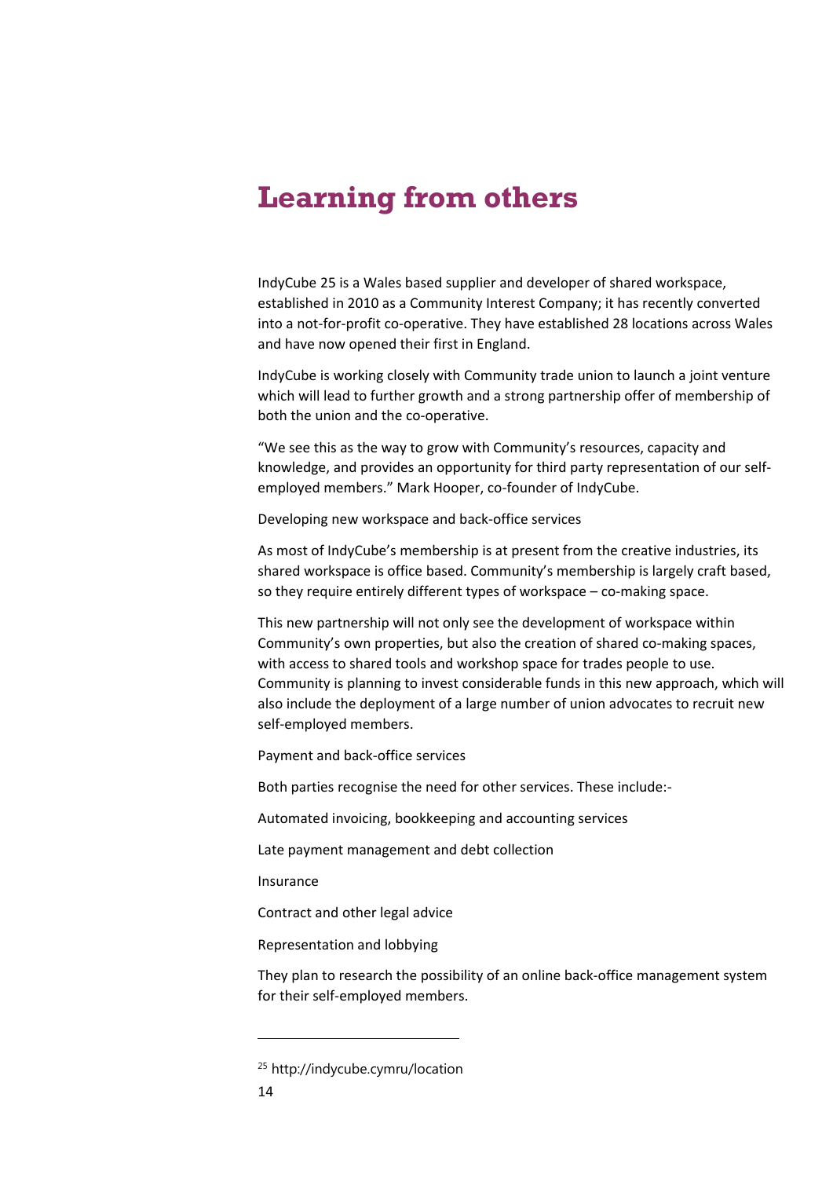# Learning from others

IndyCube [25] is a Wales based supplier and developer of shared workspace, established in 2010 as a Community Interest Company; it has recently converted into a not-for-profit co-operative. They have established 28 locations across Wales and have now opened their first in England.

IndyCube is working closely with Community trade union to launch a joint venture which will lead to further growth and a strong partnership offer of membership of both the union and the co-operative.

"We see this as the way to grow with Community's resources, capacity and knowledge, and provides an opportunity for third party representation of our self-employed members." Mark Hooper, co-founder of IndyCube.

Developing new workspace and back-office services

As most of IndyCube's membership is at present from the creative industries, its shared workspace is office based. Community's membership is largely craft based, so they require entirely different types of workspace – co-making space.

This new partnership will not only see the development of workspace within Community's own properties, but also the creation of shared co-making spaces, with access to shared tools and workshop space for trades people to use. Community is planning to invest considerable funds in this new approach, which will also include the deployment of a large number of union advocates to recruit new self-employed members.

Payment and back-office services

Both parties recognise the need for other services. These include:-

Automated invoicing, bookkeeping and accounting services

Late payment management and debt collection

Insurance

Contract and other legal advice

Representation and lobbying

They plan to research the possibility of an online back-office management system for their self-employed members.

---

[25] http://indycube.cymru/location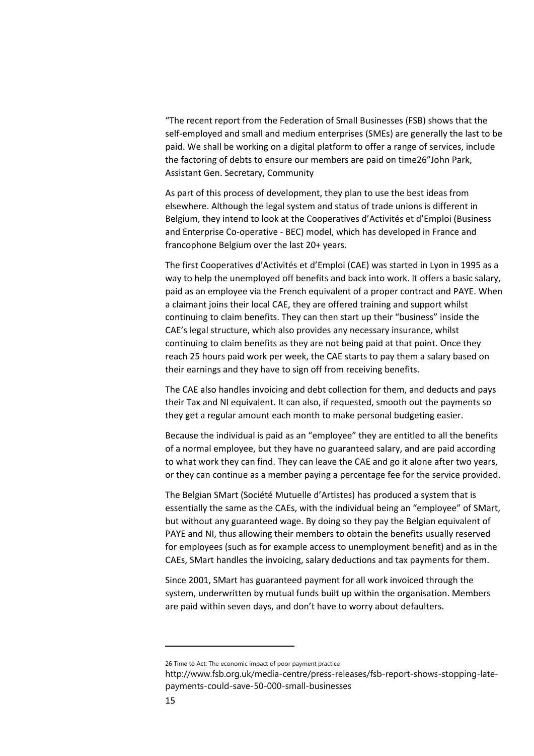"The recent report from the Federation of Small Businesses (FSB) shows that the self-employed and small and medium enterprises (SMEs) are generally the last to be paid. We shall be working on a digital platform to offer a range of services, include the factoring of debts to ensure our members are paid on time[26]" John Park, Assistant Gen. Secretary, Community

As part of this process of development, they plan to use the best ideas from elsewhere. Although the legal system and status of trade unions is different in Belgium, they intend to look at the Cooperatives d'Activités et d'Emploi (Business and Enterprise Co-operative - BEC) model, which has developed in France and francophone Belgium over the last 20+ years.

The first Cooperatives d'Activités et d'Emploi (CAE) was started in Lyon in 1995 as a way to help the unemployed off benefits and back into work. It offers a basic salary, paid as an employee via the French equivalent of a proper contract and PAYE. When a claimant joins their local CAE, they are offered training and support whilst continuing to claim benefits. They can then start up their "business" inside the CAE's legal structure, which also provides any necessary insurance, whilst continuing to claim benefits as they are not being paid at that point. Once they reach 25 hours paid work per week, the CAE starts to pay them a salary based on their earnings and they have to sign off from receiving benefits.

The CAE also handles invoicing and debt collection for them, and deducts and pays their Tax and NI equivalent. It can also, if requested, smooth out the payments so they get a regular amount each month to make personal budgeting easier.

Because the individual is paid as an "employee" they are entitled to all the benefits of a normal employee, but they have no guaranteed salary, and are paid according to what work they can find. They can leave the CAE and go it alone after two years, or they can continue as a member paying a percentage fee for the service provided.

The Belgian SMart (Société Mutuelle d'Artistes) has produced a system that is essentially the same as the CAEs, with the individual being an "employee" of SMart, but without any guaranteed wage. By doing so they pay the Belgian equivalent of PAYE and NI, thus allowing their members to obtain the benefits usually reserved for employees (such as for example access to unemployment benefit) and as in the CAEs, SMart handles the invoicing, salary deductions and tax payments for them.

Since 2001, SMart has guaranteed payment for all work invoiced through the system, underwritten by mutual funds built up within the organisation. Members are paid within seven days, and don't have to worry about defaulters.

---

26 Time to Act: The economic impact of poor payment practice http://www.fsb.org.uk/media-centre/press-releases/fsb-report-shows-stopping-late-payments-could-save-50-000-small-businesses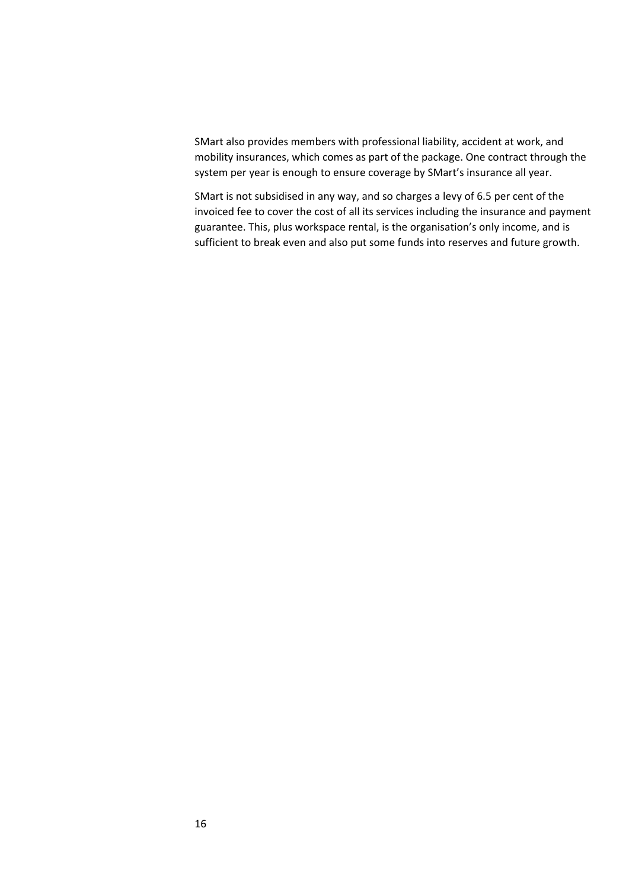SMart also provides members with professional liability, accident at work, and mobility insurances, which comes as part of the package. One contract through the system per year is enough to ensure coverage by SMart's insurance all year.

SMart is not subsidised in any way, and so charges a levy of 6.5 per cent of the invoiced fee to cover the cost of all its services including the insurance and payment guarantee. This, plus workspace rental, is the organisation's only income, and is sufficient to break even and also put some funds into reserves and future growth.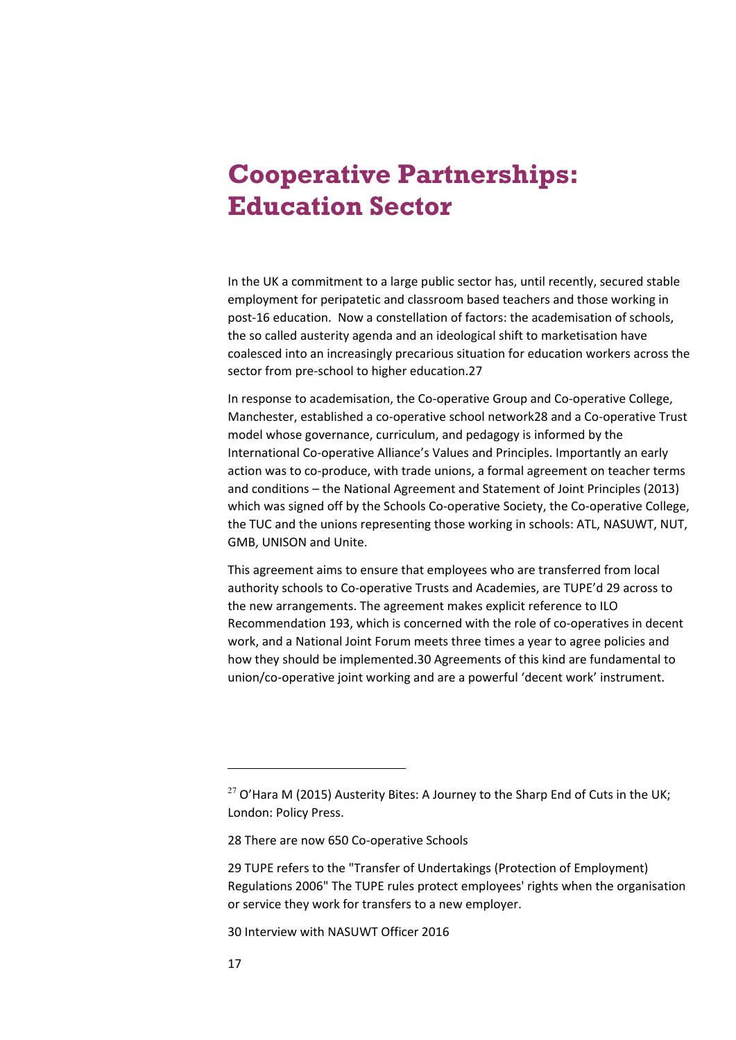# Cooperative Partnerships: Education Sector

In the UK a commitment to a large public sector has, until recently, secured stable employment for peripatetic and classroom based teachers and those working in post-16 education.  Now a constellation of factors: the academisation of schools, the so called austerity agenda and an ideological shift to marketisation have coalesced into an increasingly precarious situation for education workers across the sector from pre-school to higher education.[27]

In response to academisation, the Co-operative Group and Co-operative College, Manchester, established a co-operative school network[28] and a Co-operative Trust model whose governance, curriculum, and pedagogy is informed by the International Co-operative Alliance's Values and Principles. Importantly an early action was to co-produce, with trade unions, a formal agreement on teacher terms and conditions – the National Agreement and Statement of Joint Principles (2013) which was signed off by the Schools Co-operative Society, the Co-operative College, the TUC and the unions representing those working in schools: ATL, NASUWT, NUT, GMB, UNISON and Unite.

This agreement aims to ensure that employees who are transferred from local authority schools to Co-operative Trusts and Academies, are TUPE'd [29] across to the new arrangements. The agreement makes explicit reference to ILO Recommendation 193, which is concerned with the role of co-operatives in decent work, and a National Joint Forum meets three times a year to agree policies and how they should be implemented.[30] Agreements of this kind are fundamental to union/co-operative joint working and are a powerful 'decent work' instrument.

---

[27] O'Hara M (2015) Austerity Bites: A Journey to the Sharp End of Cuts in the UK; London: Policy Press.

[28] There are now 650 Co-operative Schools

[29] TUPE refers to the "Transfer of Undertakings (Protection of Employment) Regulations 2006" The TUPE rules protect employees' rights when the organisation or service they work for transfers to a new employer.

[30] Interview with NASUWT Officer 2016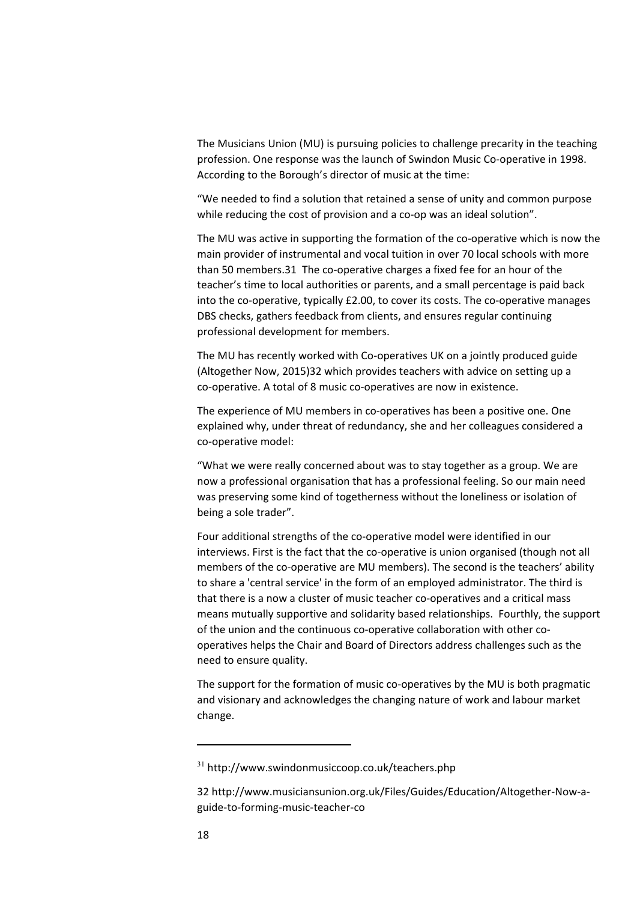The Musicians Union (MU) is pursuing policies to challenge precarity in the teaching profession. One response was the launch of Swindon Music Co-operative in 1998. According to the Borough's director of music at the time:

"We needed to find a solution that retained a sense of unity and common purpose while reducing the cost of provision and a co-op was an ideal solution".

The MU was active in supporting the formation of the co-operative which is now the main provider of instrumental and vocal tuition in over 70 local schools with more than 50 members.[31] The co-operative charges a fixed fee for an hour of the teacher's time to local authorities or parents, and a small percentage is paid back into the co-operative, typically £2.00, to cover its costs. The co-operative manages DBS checks, gathers feedback from clients, and ensures regular continuing professional development for members.

The MU has recently worked with Co-operatives UK on a jointly produced guide (Altogether Now, 2015)[32] which provides teachers with advice on setting up a co-operative. A total of 8 music co-operatives are now in existence.

The experience of MU members in co-operatives has been a positive one. One explained why, under threat of redundancy, she and her colleagues considered a co-operative model:

"What we were really concerned about was to stay together as a group. We are now a professional organisation that has a professional feeling. So our main need was preserving some kind of togetherness without the loneliness or isolation of being a sole trader".

Four additional strengths of the co-operative model were identified in our interviews. First is the fact that the co-operative is union organised (though not all members of the co-operative are MU members). The second is the teachers' ability to share a 'central service' in the form of an employed administrator. The third is that there is a now a cluster of music teacher co-operatives and a critical mass means mutually supportive and solidarity based relationships. Fourthly, the support of the union and the continuous co-operative collaboration with other co-operatives helps the Chair and Board of Directors address challenges such as the need to ensure quality.

The support for the formation of music co-operatives by the MU is both pragmatic and visionary and acknowledges the changing nature of work and labour market change.

---

[31] http://www.swindonmusiccoop.co.uk/teachers.php

[32] http://www.musiciansunion.org.uk/Files/Guides/Education/Altogether-Now-a-guide-to-forming-music-teacher-co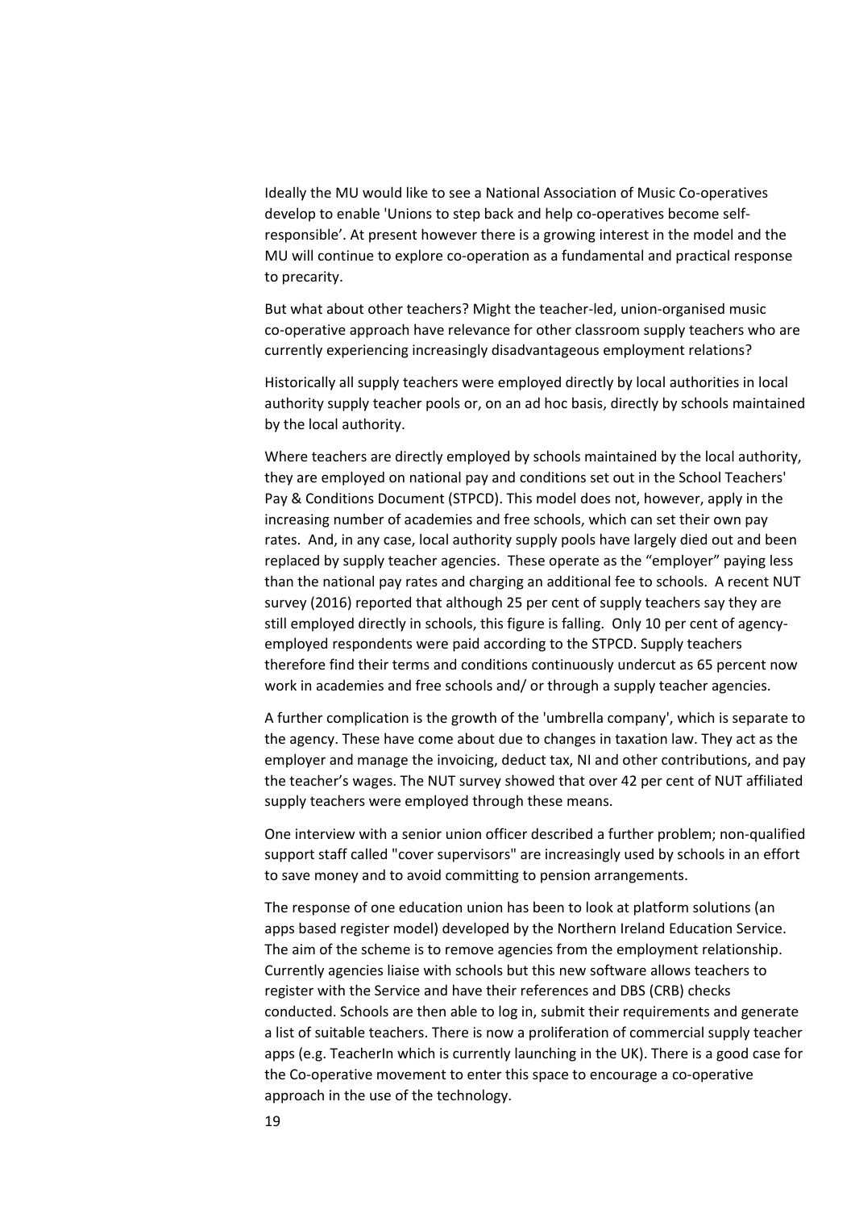Ideally the MU would like to see a National Association of Music Co-operatives develop to enable 'Unions to step back and help co-operatives become self-responsible'. At present however there is a growing interest in the model and the MU will continue to explore co-operation as a fundamental and practical response to precarity.

But what about other teachers? Might the teacher-led, union-organised music co-operative approach have relevance for other classroom supply teachers who are currently experiencing increasingly disadvantageous employment relations?

Historically all supply teachers were employed directly by local authorities in local authority supply teacher pools or, on an ad hoc basis, directly by schools maintained by the local authority.

Where teachers are directly employed by schools maintained by the local authority, they are employed on national pay and conditions set out in the School Teachers' Pay & Conditions Document (STPCD). This model does not, however, apply in the increasing number of academies and free schools, which can set their own pay rates. And, in any case, local authority supply pools have largely died out and been replaced by supply teacher agencies. These operate as the "employer" paying less than the national pay rates and charging an additional fee to schools. A recent NUT survey (2016) reported that although 25 per cent of supply teachers say they are still employed directly in schools, this figure is falling. Only 10 per cent of agency-employed respondents were paid according to the STPCD. Supply teachers therefore find their terms and conditions continuously undercut as 65 percent now work in academies and free schools and/ or through a supply teacher agencies.

A further complication is the growth of the 'umbrella company', which is separate to the agency. These have come about due to changes in taxation law. They act as the employer and manage the invoicing, deduct tax, NI and other contributions, and pay the teacher's wages. The NUT survey showed that over 42 per cent of NUT affiliated supply teachers were employed through these means.

One interview with a senior union officer described a further problem; non-qualified support staff called "cover supervisors" are increasingly used by schools in an effort to save money and to avoid committing to pension arrangements.

The response of one education union has been to look at platform solutions (an apps based register model) developed by the Northern Ireland Education Service. The aim of the scheme is to remove agencies from the employment relationship. Currently agencies liaise with schools but this new software allows teachers to register with the Service and have their references and DBS (CRB) checks conducted. Schools are then able to log in, submit their requirements and generate a list of suitable teachers. There is now a proliferation of commercial supply teacher apps (e.g. TeacherIn which is currently launching in the UK). There is a good case for the Co-operative movement to enter this space to encourage a co-operative approach in the use of the technology.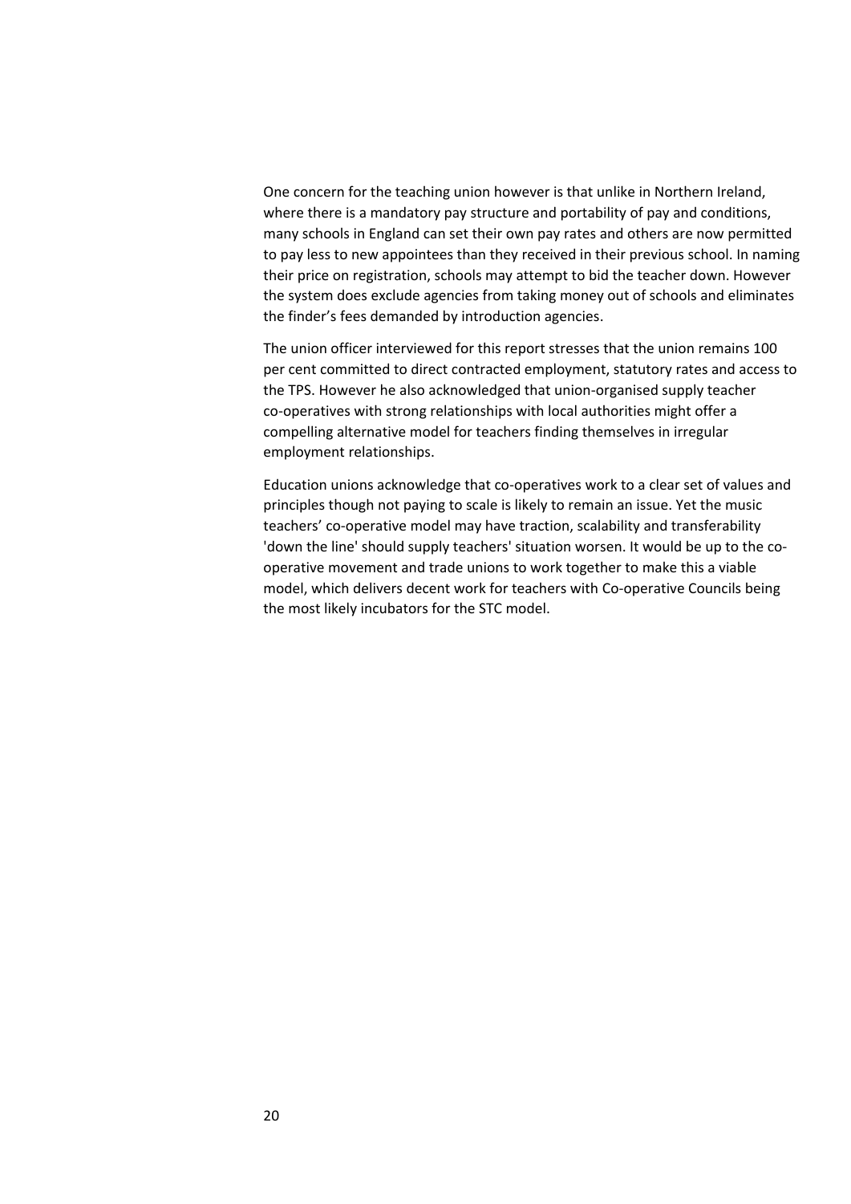One concern for the teaching union however is that unlike in Northern Ireland, where there is a mandatory pay structure and portability of pay and conditions, many schools in England can set their own pay rates and others are now permitted to pay less to new appointees than they received in their previous school. In naming their price on registration, schools may attempt to bid the teacher down. However the system does exclude agencies from taking money out of schools and eliminates the finder's fees demanded by introduction agencies.

The union officer interviewed for this report stresses that the union remains 100 per cent committed to direct contracted employment, statutory rates and access to the TPS. However he also acknowledged that union-organised supply teacher co-operatives with strong relationships with local authorities might offer a compelling alternative model for teachers finding themselves in irregular employment relationships.

Education unions acknowledge that co-operatives work to a clear set of values and principles though not paying to scale is likely to remain an issue. Yet the music teachers' co-operative model may have traction, scalability and transferability 'down the line' should supply teachers' situation worsen. It would be up to the co-operative movement and trade unions to work together to make this a viable model, which delivers decent work for teachers with Co-operative Councils being the most likely incubators for the STC model.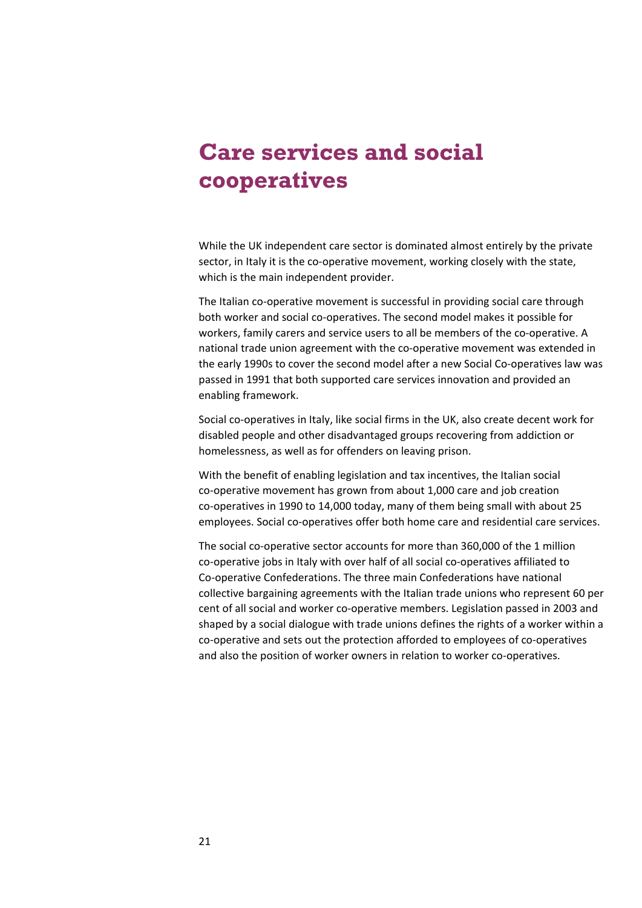# Care services and social cooperatives

While the UK independent care sector is dominated almost entirely by the private sector, in Italy it is the co-operative movement, working closely with the state, which is the main independent provider.

The Italian co-operative movement is successful in providing social care through both worker and social co-operatives. The second model makes it possible for workers, family carers and service users to all be members of the co-operative. A national trade union agreement with the co-operative movement was extended in the early 1990s to cover the second model after a new Social Co-operatives law was passed in 1991 that both supported care services innovation and provided an enabling framework.

Social co-operatives in Italy, like social firms in the UK, also create decent work for disabled people and other disadvantaged groups recovering from addiction or homelessness, as well as for offenders on leaving prison.

With the benefit of enabling legislation and tax incentives, the Italian social co-operative movement has grown from about 1,000 care and job creation co-operatives in 1990 to 14,000 today, many of them being small with about 25 employees. Social co-operatives offer both home care and residential care services.

The social co-operative sector accounts for more than 360,000 of the 1 million co-operative jobs in Italy with over half of all social co-operatives affiliated to Co-operative Confederations. The three main Confederations have national collective bargaining agreements with the Italian trade unions who represent 60 per cent of all social and worker co-operative members. Legislation passed in 2003 and shaped by a social dialogue with trade unions defines the rights of a worker within a co-operative and sets out the protection afforded to employees of co-operatives and also the position of worker owners in relation to worker co-operatives.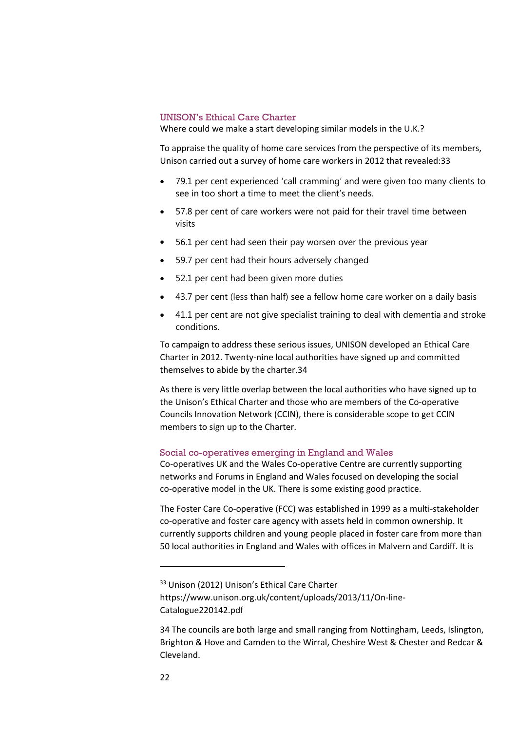### UNISON's Ethical Care Charter

Where could we make a start developing similar models in the U.K.?

To appraise the quality of home care services from the perspective of its members, Unison carried out a survey of home care workers in 2012 that revealed:[33]

- 79.1 per cent experienced 'call cramming' and were given too many clients to see in too short a time to meet the client's needs.
- 57.8 per cent of care workers were not paid for their travel time between visits
- 56.1 per cent had seen their pay worsen over the previous year
- 59.7 per cent had their hours adversely changed
- 52.1 per cent had been given more duties
- 43.7 per cent (less than half) see a fellow home care worker on a daily basis
- 41.1 per cent are not give specialist training to deal with dementia and stroke conditions.

To campaign to address these serious issues, UNISON developed an Ethical Care Charter in 2012. Twenty-nine local authorities have signed up and committed themselves to abide by the charter.34

As there is very little overlap between the local authorities who have signed up to the Unison's Ethical Charter and those who are members of the Co-operative Councils Innovation Network (CCIN), there is considerable scope to get CCIN members to sign up to the Charter.

### Social co-operatives emerging in England and Wales

Co-operatives UK and the Wales Co-operative Centre are currently supporting networks and Forums in England and Wales focused on developing the social co-operative model in the UK. There is some existing good practice.

The Foster Care Co-operative (FCC) was established in 1999 as a multi-stakeholder co-operative and foster care agency with assets held in common ownership. It currently supports children and young people placed in foster care from more than 50 local authorities in England and Wales with offices in Malvern and Cardiff. It is

---

[33] Unison (2012) Unison's Ethical Care Charter https://www.unison.org.uk/content/uploads/2013/11/On-line-Catalogue220142.pdf

34 The councils are both large and small ranging from Nottingham, Leeds, Islington, Brighton & Hove and Camden to the Wirral, Cheshire West & Chester and Redcar & Cleveland.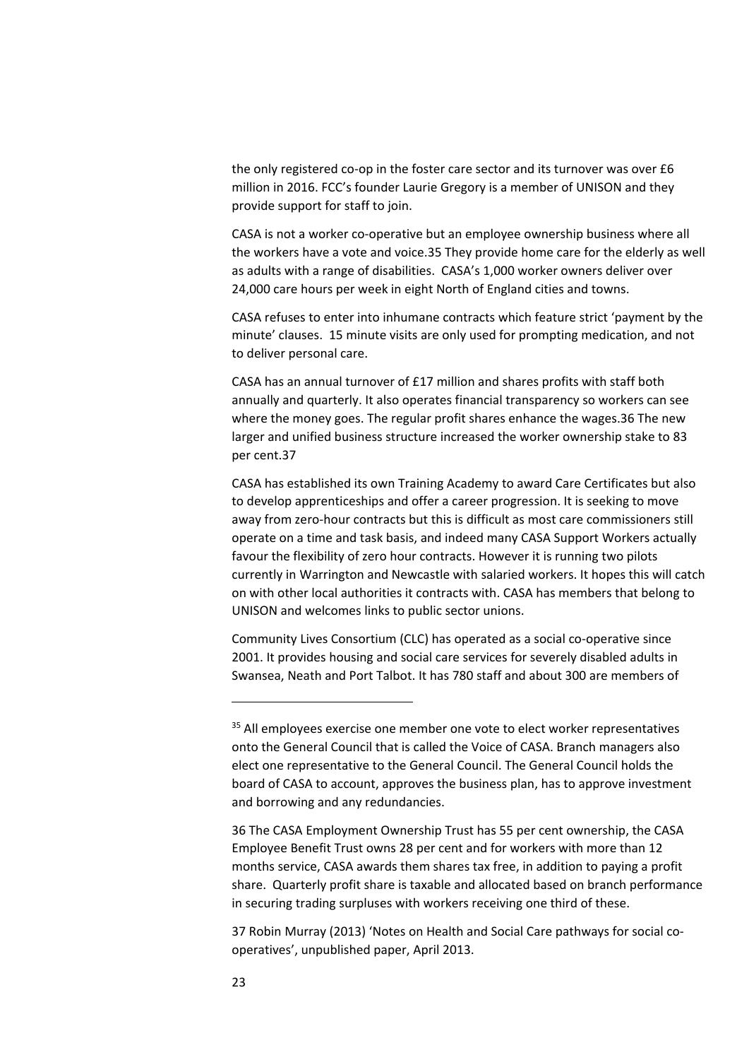the only registered co-op in the foster care sector and its turnover was over £6 million in 2016. FCC's founder Laurie Gregory is a member of UNISON and they provide support for staff to join.

CASA is not a worker co-operative but an employee ownership business where all the workers have a vote and voice.[35] They provide home care for the elderly as well as adults with a range of disabilities. CASA's 1,000 worker owners deliver over 24,000 care hours per week in eight North of England cities and towns.

CASA refuses to enter into inhumane contracts which feature strict 'payment by the minute' clauses. 15 minute visits are only used for prompting medication, and not to deliver personal care.

CASA has an annual turnover of £17 million and shares profits with staff both annually and quarterly. It also operates financial transparency so workers can see where the money goes. The regular profit shares enhance the wages.[36] The new larger and unified business structure increased the worker ownership stake to 83 per cent.[37]

CASA has established its own Training Academy to award Care Certificates but also to develop apprenticeships and offer a career progression. It is seeking to move away from zero-hour contracts but this is difficult as most care commissioners still operate on a time and task basis, and indeed many CASA Support Workers actually favour the flexibility of zero hour contracts. However it is running two pilots currently in Warrington and Newcastle with salaried workers. It hopes this will catch on with other local authorities it contracts with. CASA has members that belong to UNISON and welcomes links to public sector unions.

Community Lives Consortium (CLC) has operated as a social co-operative since 2001. It provides housing and social care services for severely disabled adults in Swansea, Neath and Port Talbot. It has 780 staff and about 300 are members of

---

[35] All employees exercise one member one vote to elect worker representatives onto the General Council that is called the Voice of CASA. Branch managers also elect one representative to the General Council. The General Council holds the board of CASA to account, approves the business plan, has to approve investment and borrowing and any redundancies.

[36] The CASA Employment Ownership Trust has 55 per cent ownership, the CASA Employee Benefit Trust owns 28 per cent and for workers with more than 12 months service, CASA awards them shares tax free, in addition to paying a profit share. Quarterly profit share is taxable and allocated based on branch performance in securing trading surpluses with workers receiving one third of these.

[37] Robin Murray (2013) 'Notes on Health and Social Care pathways for social co-operatives', unpublished paper, April 2013.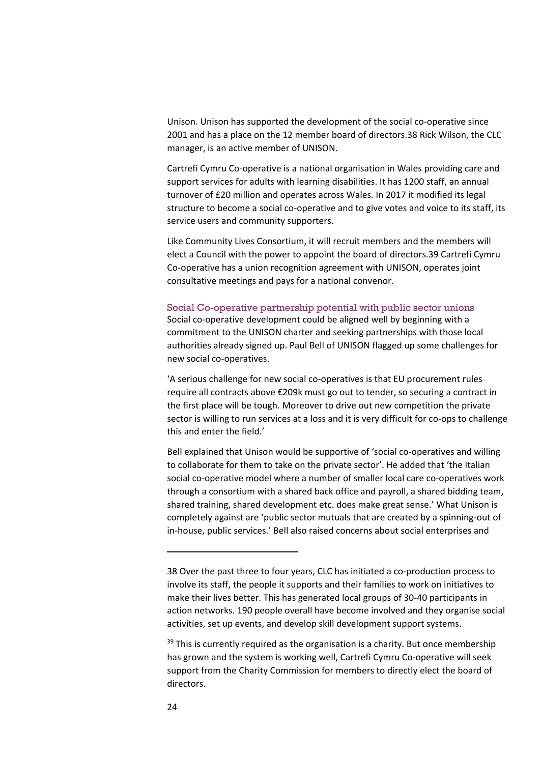Unison. Unison has supported the development of the social co-operative since 2001 and has a place on the 12 member board of directors.[38] Rick Wilson, the CLC manager, is an active member of UNISON.

Cartrefi Cymru Co-operative is a national organisation in Wales providing care and support services for adults with learning disabilities. It has 1200 staff, an annual turnover of £20 million and operates across Wales. In 2017 it modified its legal structure to become a social co-operative and to give votes and voice to its staff, its service users and community supporters.

Like Community Lives Consortium, it will recruit members and the members will elect a Council with the power to appoint the board of directors.[39] Cartrefi Cymru Co-operative has a union recognition agreement with UNISON, operates joint consultative meetings and pays for a national convenor.

### Social Co-operative partnership potential with public sector unions

Social co-operative development could be aligned well by beginning with a commitment to the UNISON charter and seeking partnerships with those local authorities already signed up. Paul Bell of UNISON flagged up some challenges for new social co-operatives.

'A serious challenge for new social co-operatives is that EU procurement rules require all contracts above €209k must go out to tender, so securing a contract in the first place will be tough. Moreover to drive out new competition the private sector is willing to run services at a loss and it is very difficult for co-ops to challenge this and enter the field.'

Bell explained that Unison would be supportive of 'social co-operatives and willing to collaborate for them to take on the private sector'. He added that 'the Italian social co-operative model where a number of smaller local care co-operatives work through a consortium with a shared back office and payroll, a shared bidding team, shared training, shared development etc. does make great sense.' What Unison is completely against are 'public sector mutuals that are created by a spinning-out of in-house, public services.' Bell also raised concerns about social enterprises and

---

38 Over the past three to four years, CLC has initiated a co-production process to involve its staff, the people it supports and their families to work on initiatives to make their lives better. This has generated local groups of 30-40 participants in action networks. 190 people overall have become involved and they organise social activities, set up events, and develop skill development support systems.

39 This is currently required as the organisation is a charity. But once membership has grown and the system is working well, Cartrefi Cymru Co-operative will seek support from the Charity Commission for members to directly elect the board of directors.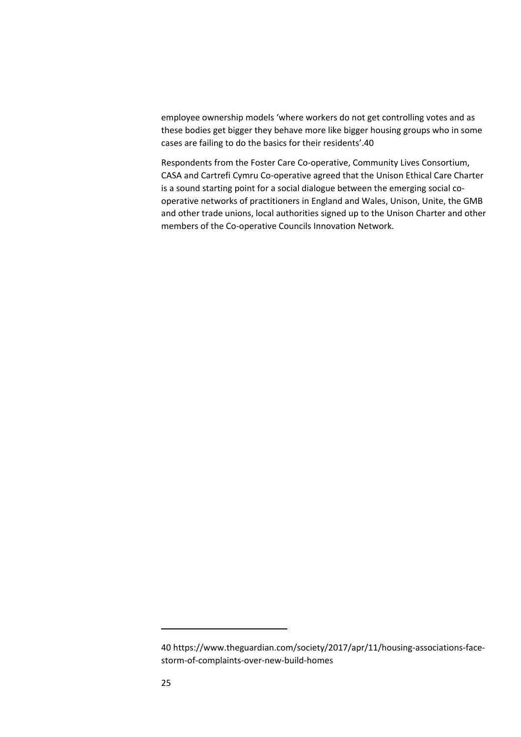employee ownership models 'where workers do not get controlling votes and as these bodies get bigger they behave more like bigger housing groups who in some cases are failing to do the basics for their residents'.[40]

Respondents from the Foster Care Co-operative, Community Lives Consortium, CASA and Cartrefi Cymru Co-operative agreed that the Unison Ethical Care Charter is a sound starting point for a social dialogue between the emerging social co-operative networks of practitioners in England and Wales, Unison, Unite, the GMB and other trade unions, local authorities signed up to the Unison Charter and other members of the Co-operative Councils Innovation Network.

---

40 https://www.theguardian.com/society/2017/apr/11/housing-associations-face-storm-of-complaints-over-new-build-homes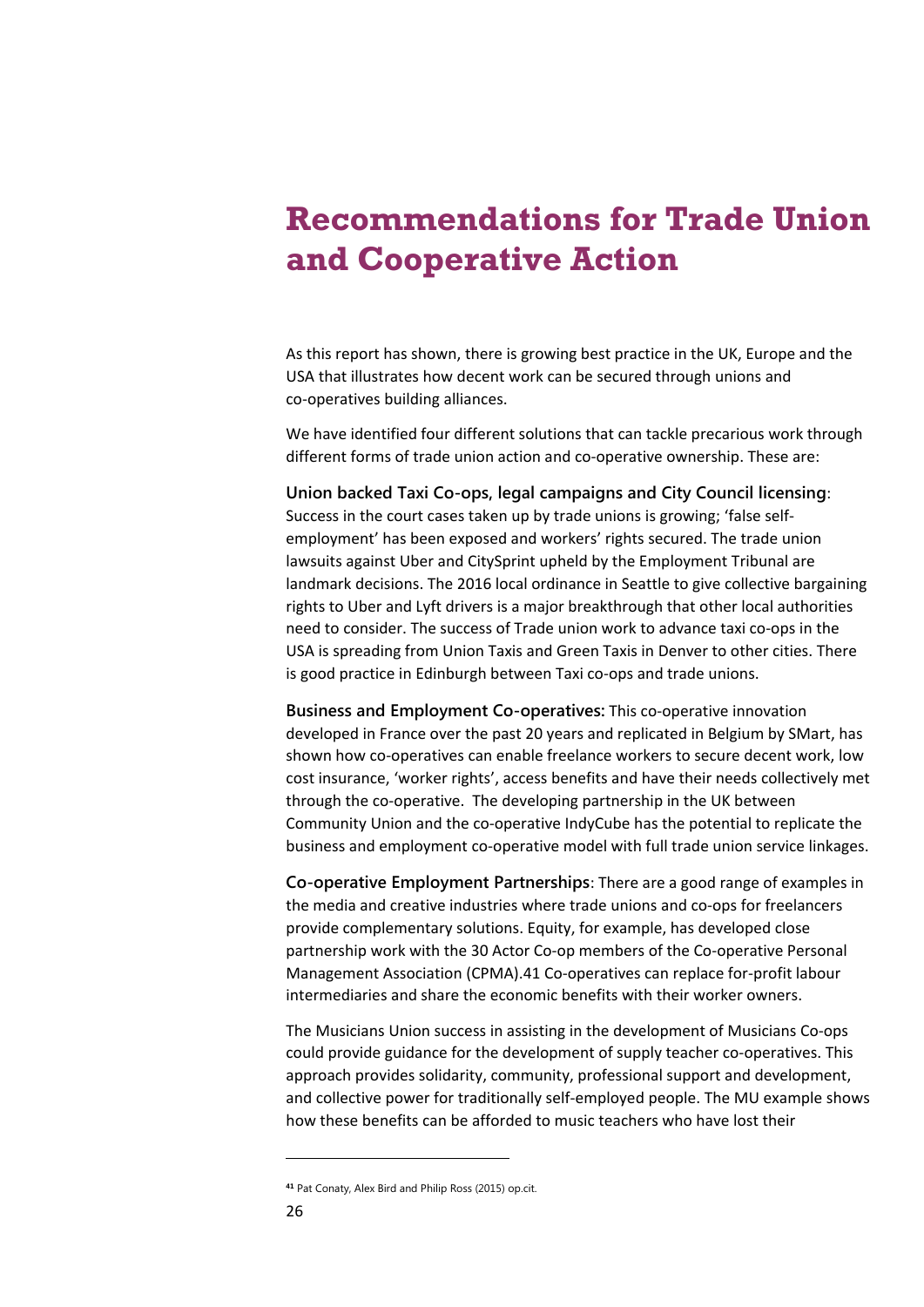# Recommendations for Trade Union and Cooperative Action

As this report has shown, there is growing best practice in the UK, Europe and the USA that illustrates how decent work can be secured through unions and co-operatives building alliances.

We have identified four different solutions that can tackle precarious work through different forms of trade union action and co-operative ownership. These are:

**Union backed Taxi Co-ops, legal campaigns and City Council licensing**: Success in the court cases taken up by trade unions is growing; 'false self-employment' has been exposed and workers' rights secured. The trade union lawsuits against Uber and CitySprint upheld by the Employment Tribunal are landmark decisions. The 2016 local ordinance in Seattle to give collective bargaining rights to Uber and Lyft drivers is a major breakthrough that other local authorities need to consider. The success of Trade union work to advance taxi co-ops in the USA is spreading from Union Taxis and Green Taxis in Denver to other cities. There is good practice in Edinburgh between Taxi co-ops and trade unions.

**Business and Employment Co-operatives:** This co-operative innovation developed in France over the past 20 years and replicated in Belgium by SMart, has shown how co-operatives can enable freelance workers to secure decent work, low cost insurance, 'worker rights', access benefits and have their needs collectively met through the co-operative. The developing partnership in the UK between Community Union and the co-operative IndyCube has the potential to replicate the business and employment co-operative model with full trade union service linkages.

**Co-operative Employment Partnerships**: There are a good range of examples in the media and creative industries where trade unions and co-ops for freelancers provide complementary solutions. Equity, for example, has developed close partnership work with the 30 Actor Co-op members of the Co-operative Personal Management Association (CPMA).[41] Co-operatives can replace for-profit labour intermediaries and share the economic benefits with their worker owners.

The Musicians Union success in assisting in the development of Musicians Co-ops could provide guidance for the development of supply teacher co-operatives. This approach provides solidarity, community, professional support and development, and collective power for traditionally self-employed people. The MU example shows how these benefits can be afforded to music teachers who have lost their

---

[41] Pat Conaty, Alex Bird and Philip Ross (2015) op.cit.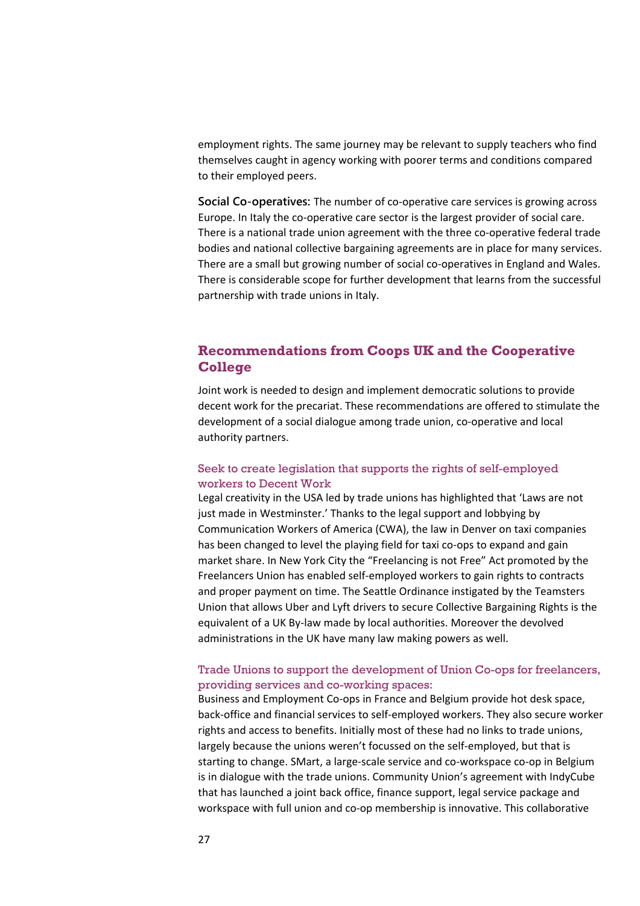employment rights. The same journey may be relevant to supply teachers who find themselves caught in agency working with poorer terms and conditions compared to their employed peers.

**Social Co-operatives:** The number of co-operative care services is growing across Europe. In Italy the co-operative care sector is the largest provider of social care. There is a national trade union agreement with the three co-operative federal trade bodies and national collective bargaining agreements are in place for many services. There are a small but growing number of social co-operatives in England and Wales. There is considerable scope for further development that learns from the successful partnership with trade unions in Italy.

## Recommendations from Coops UK and the Cooperative College

Joint work is needed to design and implement democratic solutions to provide decent work for the precariat. These recommendations are offered to stimulate the development of a social dialogue among trade union, co-operative and local authority partners.

### Seek to create legislation that supports the rights of self-employed workers to Decent Work

Legal creativity in the USA led by trade unions has highlighted that 'Laws are not just made in Westminster.' Thanks to the legal support and lobbying by Communication Workers of America (CWA), the law in Denver on taxi companies has been changed to level the playing field for taxi co-ops to expand and gain market share. In New York City the "Freelancing is not Free" Act promoted by the Freelancers Union has enabled self-employed workers to gain rights to contracts and proper payment on time. The Seattle Ordinance instigated by the Teamsters Union that allows Uber and Lyft drivers to secure Collective Bargaining Rights is the equivalent of a UK By-law made by local authorities. Moreover the devolved administrations in the UK have many law making powers as well.

### Trade Unions to support the development of Union Co-ops for freelancers, providing services and co-working spaces:

Business and Employment Co-ops in France and Belgium provide hot desk space, back-office and financial services to self-employed workers. They also secure worker rights and access to benefits. Initially most of these had no links to trade unions, largely because the unions weren't focussed on the self-employed, but that is starting to change. SMart, a large-scale service and co-workspace co-op in Belgium is in dialogue with the trade unions. Community Union's agreement with IndyCube that has launched a joint back office, finance support, legal service package and workspace with full union and co-op membership is innovative. This collaborative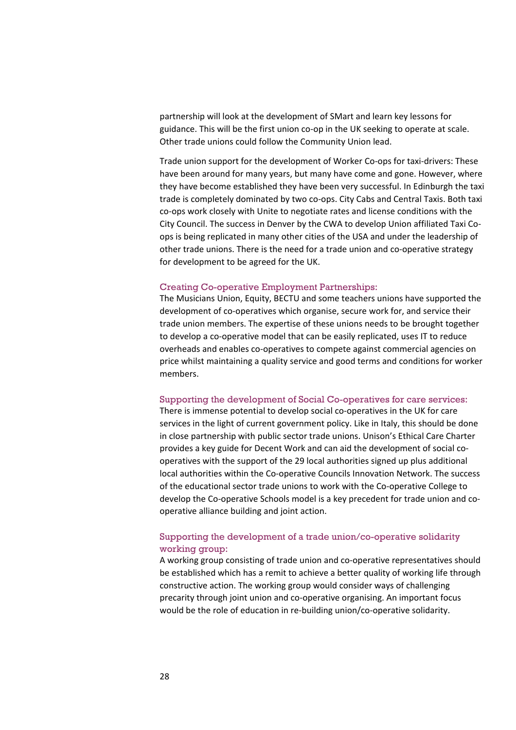partnership will look at the development of SMart and learn key lessons for guidance. This will be the first union co-op in the UK seeking to operate at scale. Other trade unions could follow the Community Union lead.

Trade union support for the development of Worker Co-ops for taxi-drivers: These have been around for many years, but many have come and gone. However, where they have become established they have been very successful. In Edinburgh the taxi trade is completely dominated by two co-ops. City Cabs and Central Taxis. Both taxi co-ops work closely with Unite to negotiate rates and license conditions with the City Council. The success in Denver by the CWA to develop Union affiliated Taxi Co-ops is being replicated in many other cities of the USA and under the leadership of other trade unions. There is the need for a trade union and co-operative strategy for development to be agreed for the UK.

### Creating Co-operative Employment Partnerships:

The Musicians Union, Equity, BECTU and some teachers unions have supported the development of co-operatives which organise, secure work for, and service their trade union members. The expertise of these unions needs to be brought together to develop a co-operative model that can be easily replicated, uses IT to reduce overheads and enables co-operatives to compete against commercial agencies on price whilst maintaining a quality service and good terms and conditions for worker members.

### Supporting the development of Social Co-operatives for care services:

There is immense potential to develop social co-operatives in the UK for care services in the light of current government policy. Like in Italy, this should be done in close partnership with public sector trade unions. Unison's Ethical Care Charter provides a key guide for Decent Work and can aid the development of social co-operatives with the support of the 29 local authorities signed up plus additional local authorities within the Co-operative Councils Innovation Network. The success of the educational sector trade unions to work with the Co-operative College to develop the Co-operative Schools model is a key precedent for trade union and co-operative alliance building and joint action.

### Supporting the development of a trade union/co-operative solidarity working group:

A working group consisting of trade union and co-operative representatives should be established which has a remit to achieve a better quality of working life through constructive action. The working group would consider ways of challenging precarity through joint union and co-operative organising. An important focus would be the role of education in re-building union/co-operative solidarity.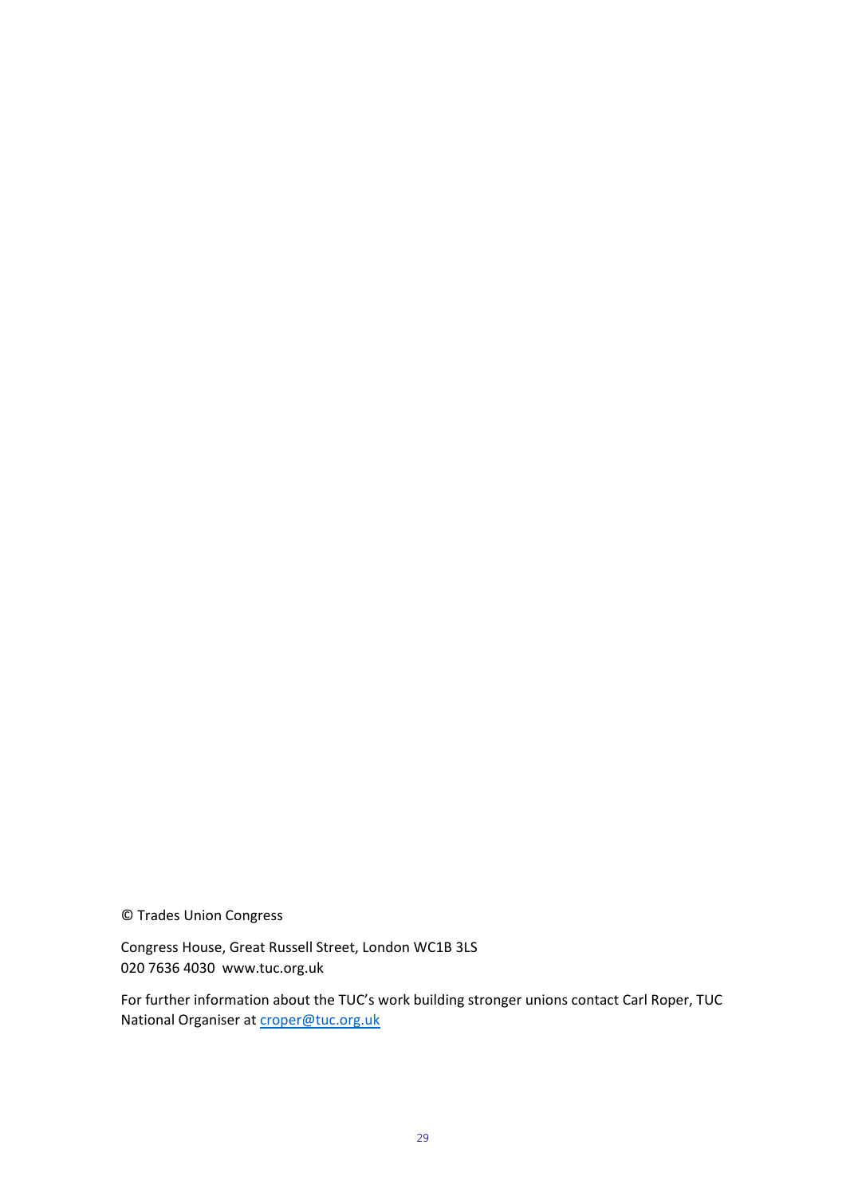© Trades Union Congress

Congress House, Great Russell Street, London WC1B 3LS
020 7636 4030  www.tuc.org.uk

For further information about the TUC's work building stronger unions contact Carl Roper, TUC National Organiser at croper@tuc.org.uk